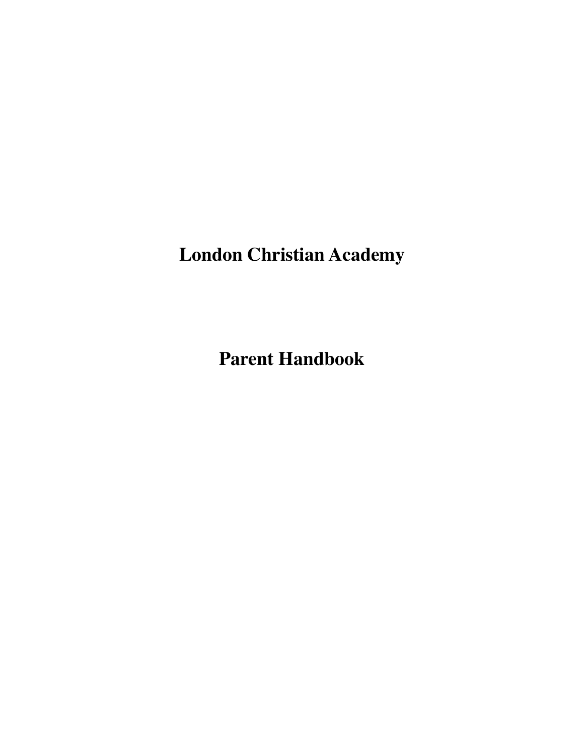# London Christian Academy

# Parent Handbook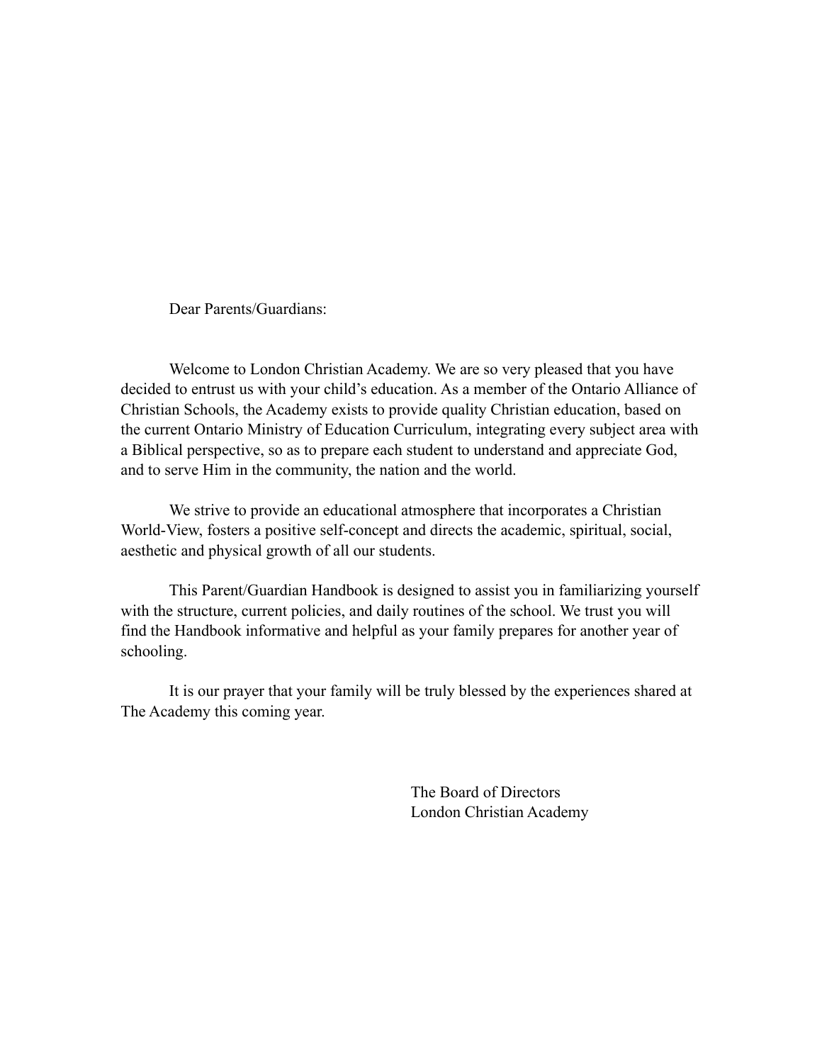Dear Parents/Guardians:

Welcome to London Christian Academy. We are so very pleased that you have decided to entrust us with your child's education. As a member of the Ontario Alliance of Christian Schools, the Academy exists to provide quality Christian education, based on the current Ontario Ministry of Education Curriculum, integrating every subject area with a Biblical perspective, so as to prepare each student to understand and appreciate God, and to serve Him in the community, the nation and the world.

We strive to provide an educational atmosphere that incorporates a Christian World-View, fosters a positive self-concept and directs the academic, spiritual, social, aesthetic and physical growth of all our students.

This Parent/Guardian Handbook is designed to assist you in familiarizing yourself with the structure, current policies, and daily routines of the school. We trust you will find the Handbook informative and helpful as your family prepares for another year of schooling.

It is our prayer that your family will be truly blessed by the experiences shared at The Academy this coming year.

The Board of Directors
London Christian Academy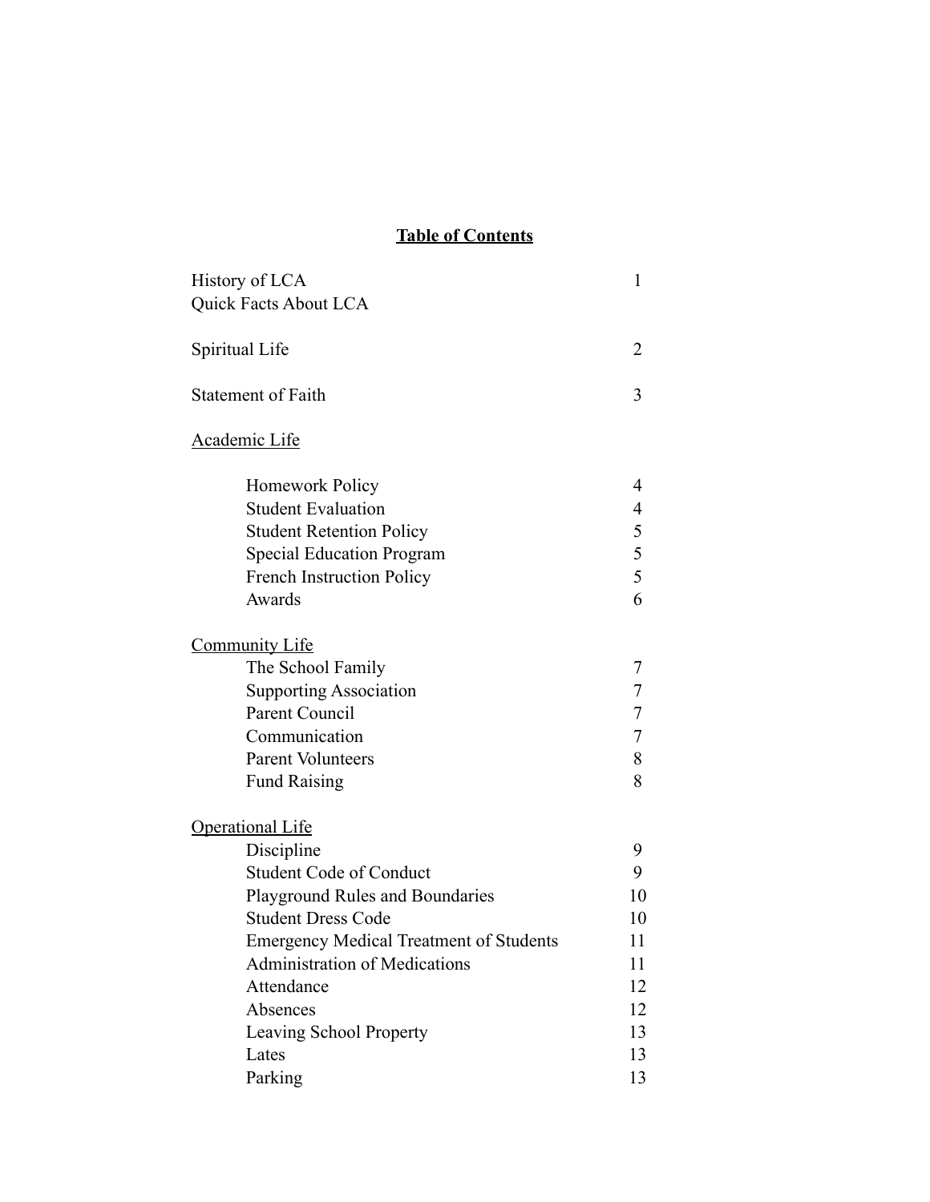## Table of Contents

| | |
|---|---|
| History of LCA | 1 |
| Quick Facts About LCA | |
| Spiritual Life | 2 |
| Statement of Faith | 3 |
| Academic Life | |
| Homework Policy | 4 |
| Student Evaluation | 4 |
| Student Retention Policy | 5 |
| Special Education Program | 5 |
| French Instruction Policy | 5 |
| Awards | 6 |
| Community Life | |
| The School Family | 7 |
| Supporting Association | 7 |
| Parent Council | 7 |
| Communication | 7 |
| Parent Volunteers | 8 |
| Fund Raising | 8 |
| Operational Life | |
| Discipline | 9 |
| Student Code of Conduct | 9 |
| Playground Rules and Boundaries | 10 |
| Student Dress Code | 10 |
| Emergency Medical Treatment of Students | 11 |
| Administration of Medications | 11 |
| Attendance | 12 |
| Absences | 12 |
| Leaving School Property | 13 |
| Lates | 13 |
| Parking | 13 |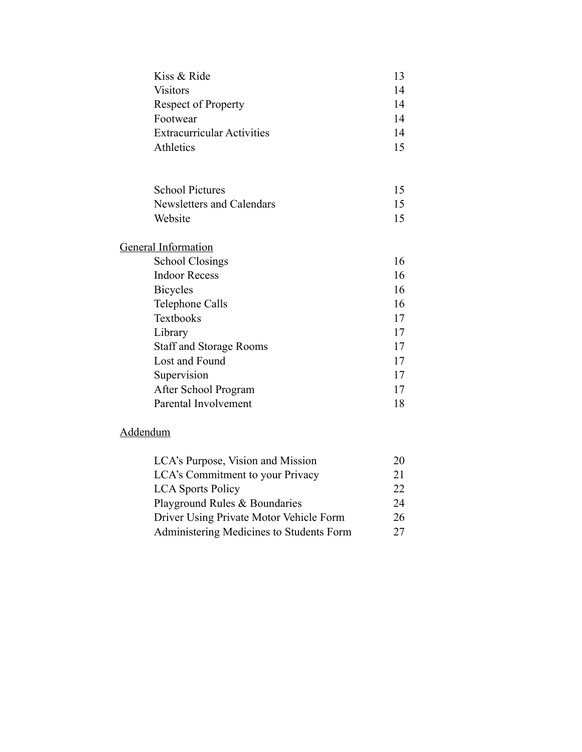| | |
|---|---|
| Kiss & Ride | 13 |
| Visitors | 14 |
| Respect of Property | 14 |
| Footwear | 14 |
| Extracurricular Activities | 14 |
| Athletics | 15 |
| School Pictures | 15 |
| Newsletters and Calendars | 15 |
| Website | 15 |

General Information

| | |
|---|---|
| School Closings | 16 |
| Indoor Recess | 16 |
| Bicycles | 16 |
| Telephone Calls | 16 |
| Textbooks | 17 |
| Library | 17 |
| Staff and Storage Rooms | 17 |
| Lost and Found | 17 |
| Supervision | 17 |
| After School Program | 17 |
| Parental Involvement | 18 |

Addendum

| | |
|---|---|
| LCA's Purpose, Vision and Mission | 20 |
| LCA's Commitment to your Privacy | 21 |
| LCA Sports Policy | 22 |
| Playground Rules & Boundaries | 24 |
| Driver Using Private Motor Vehicle Form | 26 |
| Administering Medicines to Students Form | 27 |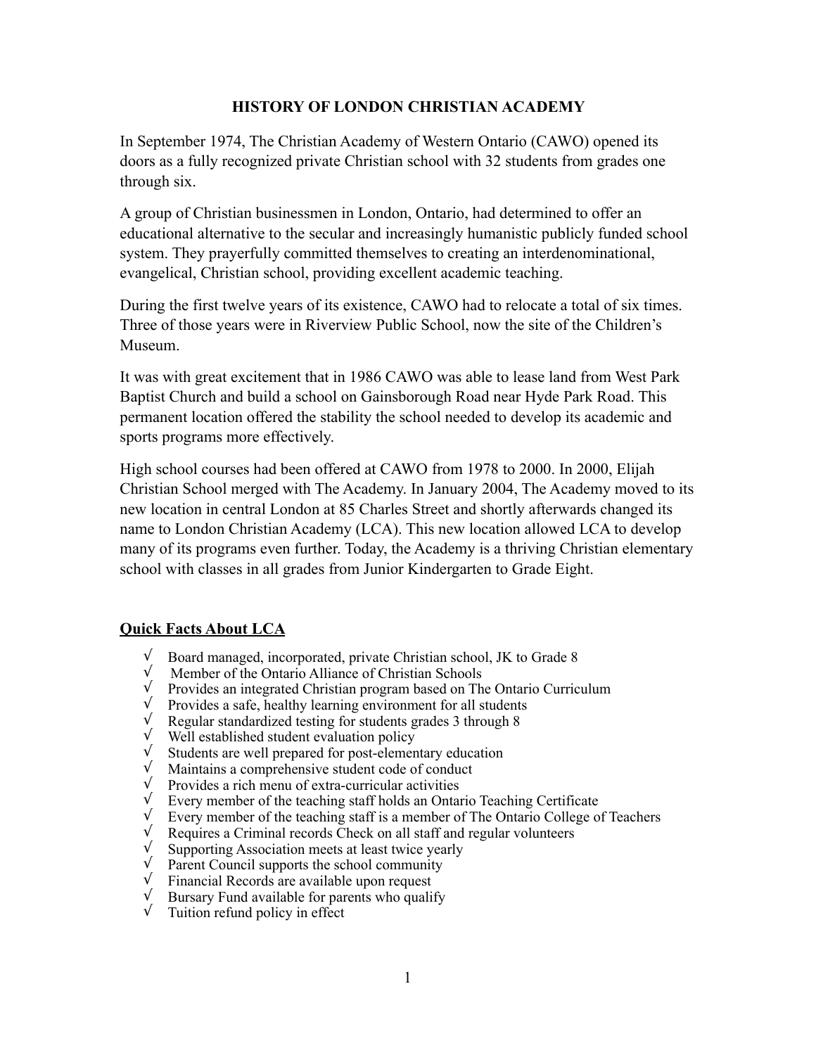# HISTORY OF LONDON CHRISTIAN ACADEMY

In September 1974, The Christian Academy of Western Ontario (CAWO) opened its doors as a fully recognized private Christian school with 32 students from grades one through six.

A group of Christian businessmen in London, Ontario, had determined to offer an educational alternative to the secular and increasingly humanistic publicly funded school system. They prayerfully committed themselves to creating an interdenominational, evangelical, Christian school, providing excellent academic teaching.

During the first twelve years of its existence, CAWO had to relocate a total of six times. Three of those years were in Riverview Public School, now the site of the Children's Museum.

It was with great excitement that in 1986 CAWO was able to lease land from West Park Baptist Church and build a school on Gainsborough Road near Hyde Park Road. This permanent location offered the stability the school needed to develop its academic and sports programs more effectively.

High school courses had been offered at CAWO from 1978 to 2000. In 2000, Elijah Christian School merged with The Academy. In January 2004, The Academy moved to its new location in central London at 85 Charles Street and shortly afterwards changed its name to London Christian Academy (LCA). This new location allowed LCA to develop many of its programs even further. Today, the Academy is a thriving Christian elementary school with classes in all grades from Junior Kindergarten to Grade Eight.

## Quick Facts About LCA

- √ Board managed, incorporated, private Christian school, JK to Grade 8
- √ Member of the Ontario Alliance of Christian Schools
- √ Provides an integrated Christian program based on The Ontario Curriculum
- √ Provides a safe, healthy learning environment for all students
- √ Regular standardized testing for students grades 3 through 8
- √ Well established student evaluation policy
- √ Students are well prepared for post-elementary education
- √ Maintains a comprehensive student code of conduct
- √ Provides a rich menu of extra-curricular activities
- √ Every member of the teaching staff holds an Ontario Teaching Certificate
- √ Every member of the teaching staff is a member of The Ontario College of Teachers
- √ Requires a Criminal records Check on all staff and regular volunteers
- √ Supporting Association meets at least twice yearly
- √ Parent Council supports the school community
- √ Financial Records are available upon request
- √ Bursary Fund available for parents who qualify
- √ Tuition refund policy in effect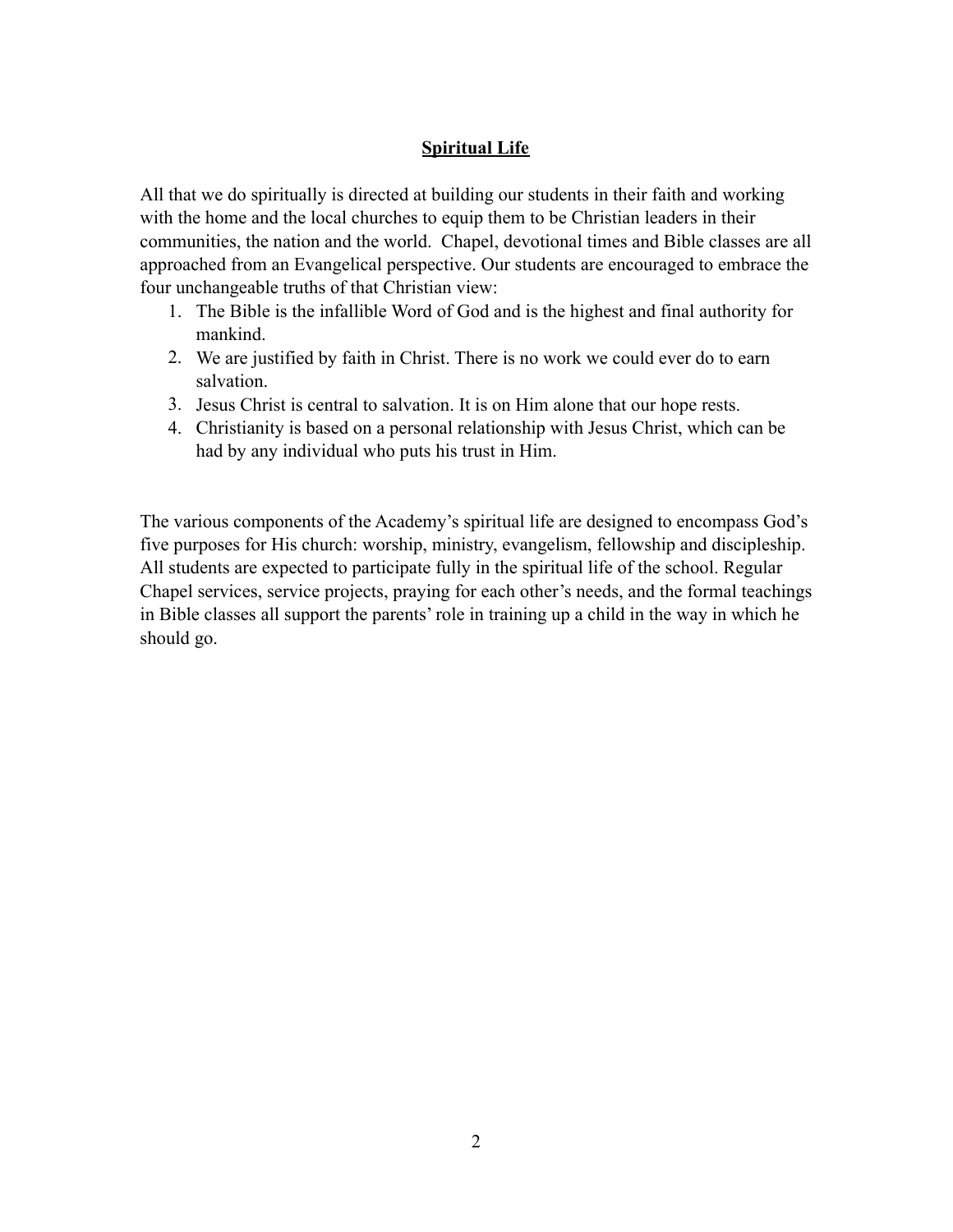## Spiritual Life

All that we do spiritually is directed at building our students in their faith and working with the home and the local churches to equip them to be Christian leaders in their communities, the nation and the world. Chapel, devotional times and Bible classes are all approached from an Evangelical perspective. Our students are encouraged to embrace the four unchangeable truths of that Christian view:

1. The Bible is the infallible Word of God and is the highest and final authority for mankind.
2. We are justified by faith in Christ. There is no work we could ever do to earn salvation.
3. Jesus Christ is central to salvation. It is on Him alone that our hope rests.
4. Christianity is based on a personal relationship with Jesus Christ, which can be had by any individual who puts his trust in Him.

The various components of the Academy's spiritual life are designed to encompass God's five purposes for His church: worship, ministry, evangelism, fellowship and discipleship. All students are expected to participate fully in the spiritual life of the school. Regular Chapel services, service projects, praying for each other's needs, and the formal teachings in Bible classes all support the parents' role in training up a child in the way in which he should go.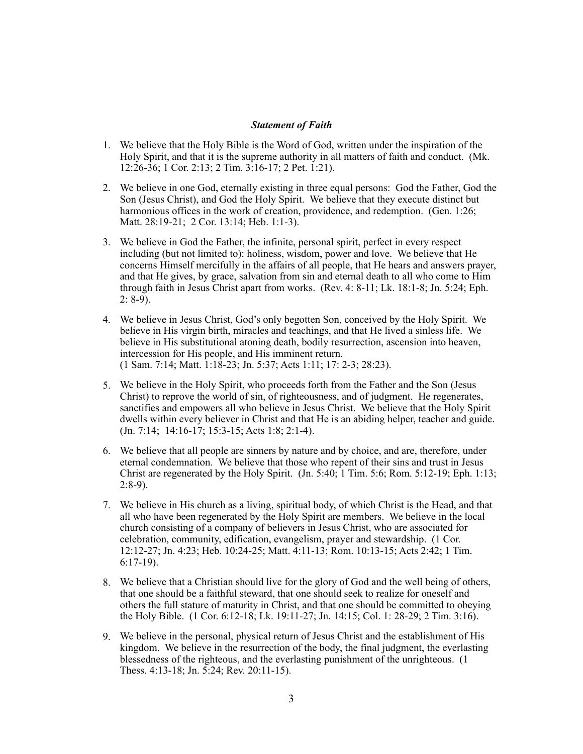### *Statement of Faith*

1. We believe that the Holy Bible is the Word of God, written under the inspiration of the Holy Spirit, and that it is the supreme authority in all matters of faith and conduct. (Mk. 12:26-36; 1 Cor. 2:13; 2 Tim. 3:16-17; 2 Pet. 1:21).

2. We believe in one God, eternally existing in three equal persons: God the Father, God the Son (Jesus Christ), and God the Holy Spirit. We believe that they execute distinct but harmonious offices in the work of creation, providence, and redemption. (Gen. 1:26; Matt. 28:19-21; 2 Cor. 13:14; Heb. 1:1-3).

3. We believe in God the Father, the infinite, personal spirit, perfect in every respect including (but not limited to): holiness, wisdom, power and love. We believe that He concerns Himself mercifully in the affairs of all people, that He hears and answers prayer, and that He gives, by grace, salvation from sin and eternal death to all who come to Him through faith in Jesus Christ apart from works. (Rev. 4: 8-11; Lk. 18:1-8; Jn. 5:24; Eph. 2: 8-9).

4. We believe in Jesus Christ, God's only begotten Son, conceived by the Holy Spirit. We believe in His virgin birth, miracles and teachings, and that He lived a sinless life. We believe in His substitutional atoning death, bodily resurrection, ascension into heaven, intercession for His people, and His imminent return.
(1 Sam. 7:14; Matt. 1:18-23; Jn. 5:37; Acts 1:11; 17: 2-3; 28:23).

5. We believe in the Holy Spirit, who proceeds forth from the Father and the Son (Jesus Christ) to reprove the world of sin, of righteousness, and of judgment. He regenerates, sanctifies and empowers all who believe in Jesus Christ. We believe that the Holy Spirit dwells within every believer in Christ and that He is an abiding helper, teacher and guide. (Jn. 7:14; 14:16-17; 15:3-15; Acts 1:8; 2:1-4).

6. We believe that all people are sinners by nature and by choice, and are, therefore, under eternal condemnation. We believe that those who repent of their sins and trust in Jesus Christ are regenerated by the Holy Spirit. (Jn. 5:40; 1 Tim. 5:6; Rom. 5:12-19; Eph. 1:13; 2:8-9).

7. We believe in His church as a living, spiritual body, of which Christ is the Head, and that all who have been regenerated by the Holy Spirit are members. We believe in the local church consisting of a company of believers in Jesus Christ, who are associated for celebration, community, edification, evangelism, prayer and stewardship. (1 Cor. 12:12-27; Jn. 4:23; Heb. 10:24-25; Matt. 4:11-13; Rom. 10:13-15; Acts 2:42; 1 Tim. 6:17-19).

8. We believe that a Christian should live for the glory of God and the well being of others, that one should be a faithful steward, that one should seek to realize for oneself and others the full stature of maturity in Christ, and that one should be committed to obeying the Holy Bible. (1 Cor. 6:12-18; Lk. 19:11-27; Jn. 14:15; Col. 1: 28-29; 2 Tim. 3:16).

9. We believe in the personal, physical return of Jesus Christ and the establishment of His kingdom. We believe in the resurrection of the body, the final judgment, the everlasting blessedness of the righteous, and the everlasting punishment of the unrighteous. (1 Thess. 4:13-18; Jn. 5:24; Rev. 20:11-15).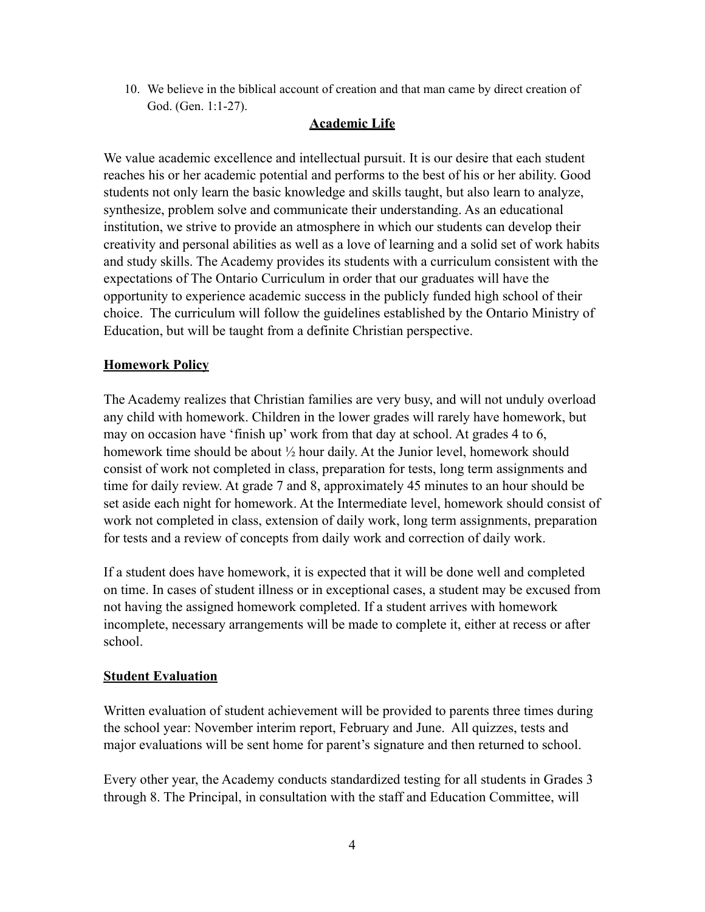10. We believe in the biblical account of creation and that man came by direct creation of God. (Gen. 1:1-27).

## Academic Life

We value academic excellence and intellectual pursuit. It is our desire that each student reaches his or her academic potential and performs to the best of his or her ability. Good students not only learn the basic knowledge and skills taught, but also learn to analyze, synthesize, problem solve and communicate their understanding. As an educational institution, we strive to provide an atmosphere in which our students can develop their creativity and personal abilities as well as a love of learning and a solid set of work habits and study skills. The Academy provides its students with a curriculum consistent with the expectations of The Ontario Curriculum in order that our graduates will have the opportunity to experience academic success in the publicly funded high school of their choice. The curriculum will follow the guidelines established by the Ontario Ministry of Education, but will be taught from a definite Christian perspective.

### Homework Policy

The Academy realizes that Christian families are very busy, and will not unduly overload any child with homework. Children in the lower grades will rarely have homework, but may on occasion have 'finish up' work from that day at school. At grades 4 to 6, homework time should be about ½ hour daily. At the Junior level, homework should consist of work not completed in class, preparation for tests, long term assignments and time for daily review. At grade 7 and 8, approximately 45 minutes to an hour should be set aside each night for homework. At the Intermediate level, homework should consist of work not completed in class, extension of daily work, long term assignments, preparation for tests and a review of concepts from daily work and correction of daily work.

If a student does have homework, it is expected that it will be done well and completed on time. In cases of student illness or in exceptional cases, a student may be excused from not having the assigned homework completed. If a student arrives with homework incomplete, necessary arrangements will be made to complete it, either at recess or after school.

### Student Evaluation

Written evaluation of student achievement will be provided to parents three times during the school year: November interim report, February and June. All quizzes, tests and major evaluations will be sent home for parent's signature and then returned to school.

Every other year, the Academy conducts standardized testing for all students in Grades 3 through 8. The Principal, in consultation with the staff and Education Committee, will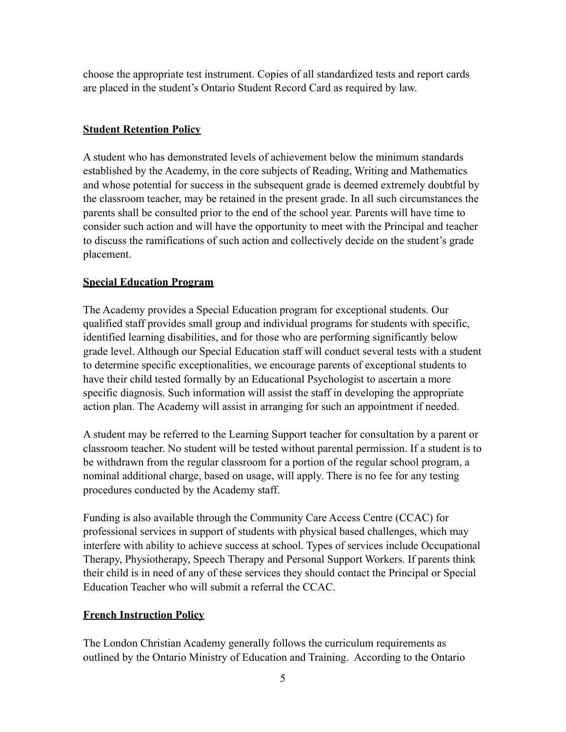choose the appropriate test instrument. Copies of all standardized tests and report cards are placed in the student's Ontario Student Record Card as required by law.

## Student Retention Policy

A student who has demonstrated levels of achievement below the minimum standards established by the Academy, in the core subjects of Reading, Writing and Mathematics and whose potential for success in the subsequent grade is deemed extremely doubtful by the classroom teacher, may be retained in the present grade. In all such circumstances the parents shall be consulted prior to the end of the school year. Parents will have time to consider such action and will have the opportunity to meet with the Principal and teacher to discuss the ramifications of such action and collectively decide on the student's grade placement.

## Special Education Program

The Academy provides a Special Education program for exceptional students. Our qualified staff provides small group and individual programs for students with specific, identified learning disabilities, and for those who are performing significantly below grade level. Although our Special Education staff will conduct several tests with a student to determine specific exceptionalities, we encourage parents of exceptional students to have their child tested formally by an Educational Psychologist to ascertain a more specific diagnosis. Such information will assist the staff in developing the appropriate action plan. The Academy will assist in arranging for such an appointment if needed.

A student may be referred to the Learning Support teacher for consultation by a parent or classroom teacher. No student will be tested without parental permission. If a student is to be withdrawn from the regular classroom for a portion of the regular school program, a nominal additional charge, based on usage, will apply. There is no fee for any testing procedures conducted by the Academy staff.

Funding is also available through the Community Care Access Centre (CCAC) for professional services in support of students with physical based challenges, which may interfere with ability to achieve success at school. Types of services include Occupational Therapy, Physiotherapy, Speech Therapy and Personal Support Workers. If parents think their child is in need of any of these services they should contact the Principal or Special Education Teacher who will submit a referral the CCAC.

## French Instruction Policy

The London Christian Academy generally follows the curriculum requirements as outlined by the Ontario Ministry of Education and Training. According to the Ontario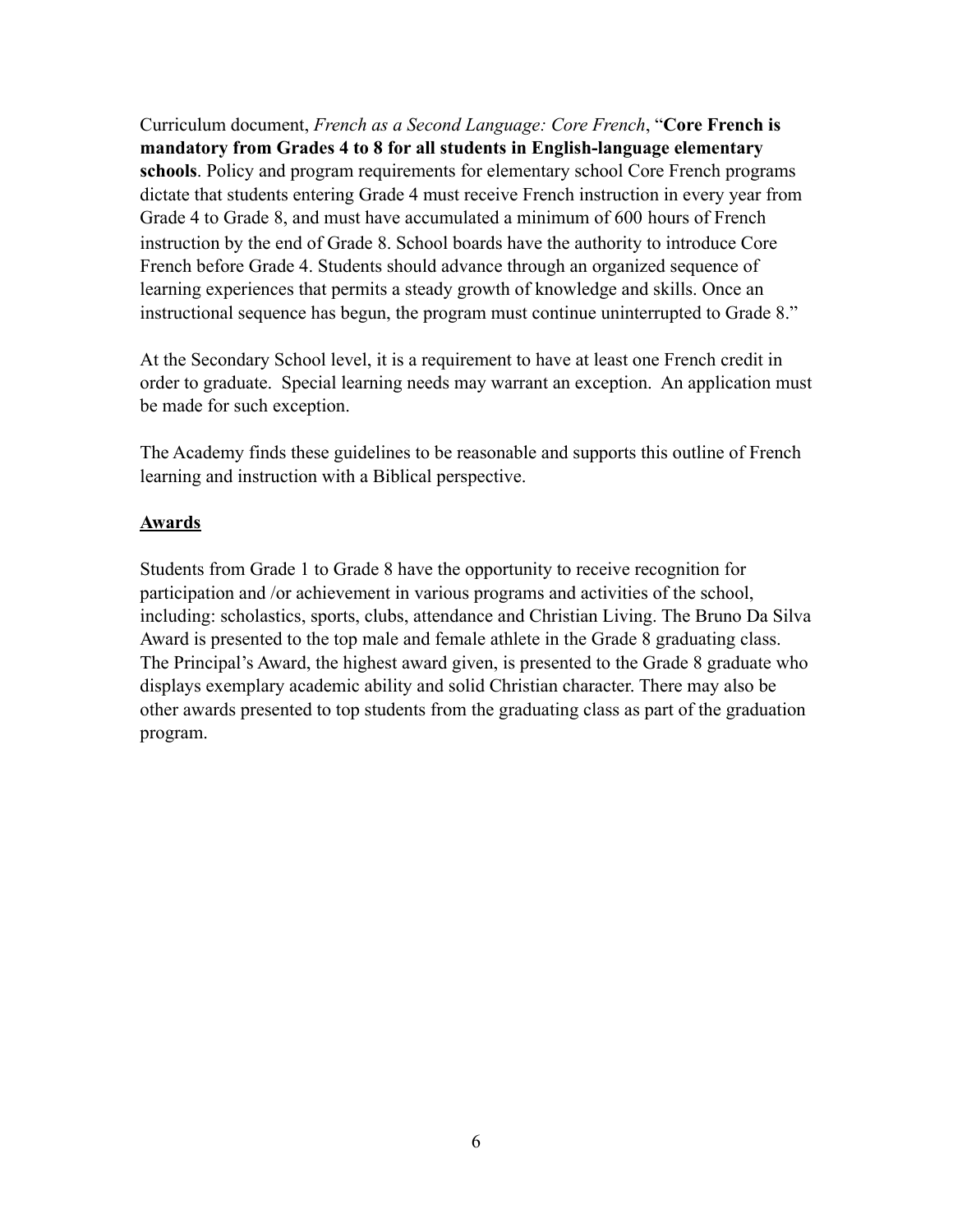Curriculum document, *French as a Second Language: Core French*, "**Core French is mandatory from Grades 4 to 8 for all students in English-language elementary schools**. Policy and program requirements for elementary school Core French programs dictate that students entering Grade 4 must receive French instruction in every year from Grade 4 to Grade 8, and must have accumulated a minimum of 600 hours of French instruction by the end of Grade 8. School boards have the authority to introduce Core French before Grade 4. Students should advance through an organized sequence of learning experiences that permits a steady growth of knowledge and skills. Once an instructional sequence has begun, the program must continue uninterrupted to Grade 8."

At the Secondary School level, it is a requirement to have at least one French credit in order to graduate. Special learning needs may warrant an exception. An application must be made for such exception.

The Academy finds these guidelines to be reasonable and supports this outline of French learning and instruction with a Biblical perspective.

## Awards

Students from Grade 1 to Grade 8 have the opportunity to receive recognition for participation and /or achievement in various programs and activities of the school, including: scholastics, sports, clubs, attendance and Christian Living. The Bruno Da Silva Award is presented to the top male and female athlete in the Grade 8 graduating class. The Principal's Award, the highest award given, is presented to the Grade 8 graduate who displays exemplary academic ability and solid Christian character. There may also be other awards presented to top students from the graduating class as part of the graduation program.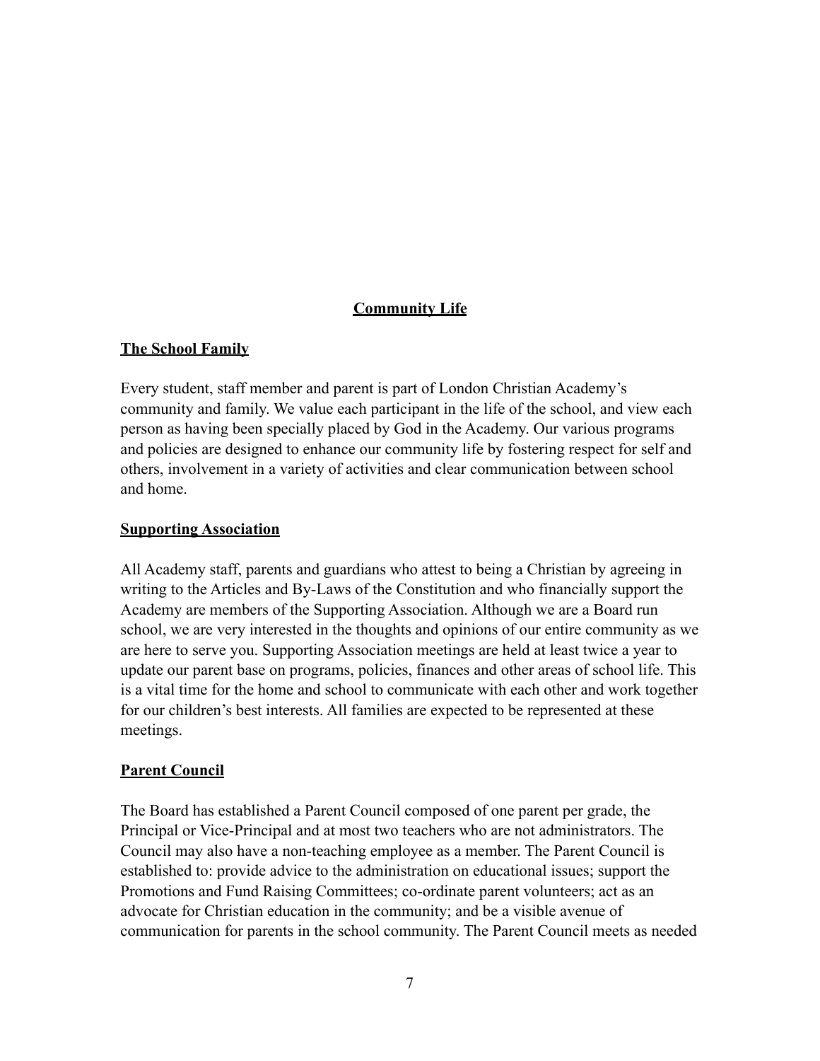## Community Life

### The School Family

Every student, staff member and parent is part of London Christian Academy's community and family. We value each participant in the life of the school, and view each person as having been specially placed by God in the Academy. Our various programs and policies are designed to enhance our community life by fostering respect for self and others, involvement in a variety of activities and clear communication between school and home.

### Supporting Association

All Academy staff, parents and guardians who attest to being a Christian by agreeing in writing to the Articles and By-Laws of the Constitution and who financially support the Academy are members of the Supporting Association. Although we are a Board run school, we are very interested in the thoughts and opinions of our entire community as we are here to serve you. Supporting Association meetings are held at least twice a year to update our parent base on programs, policies, finances and other areas of school life. This is a vital time for the home and school to communicate with each other and work together for our children's best interests. All families are expected to be represented at these meetings.

### Parent Council

The Board has established a Parent Council composed of one parent per grade, the Principal or Vice-Principal and at most two teachers who are not administrators. The Council may also have a non-teaching employee as a member. The Parent Council is established to: provide advice to the administration on educational issues; support the Promotions and Fund Raising Committees; co-ordinate parent volunteers; act as an advocate for Christian education in the community; and be a visible avenue of communication for parents in the school community. The Parent Council meets as needed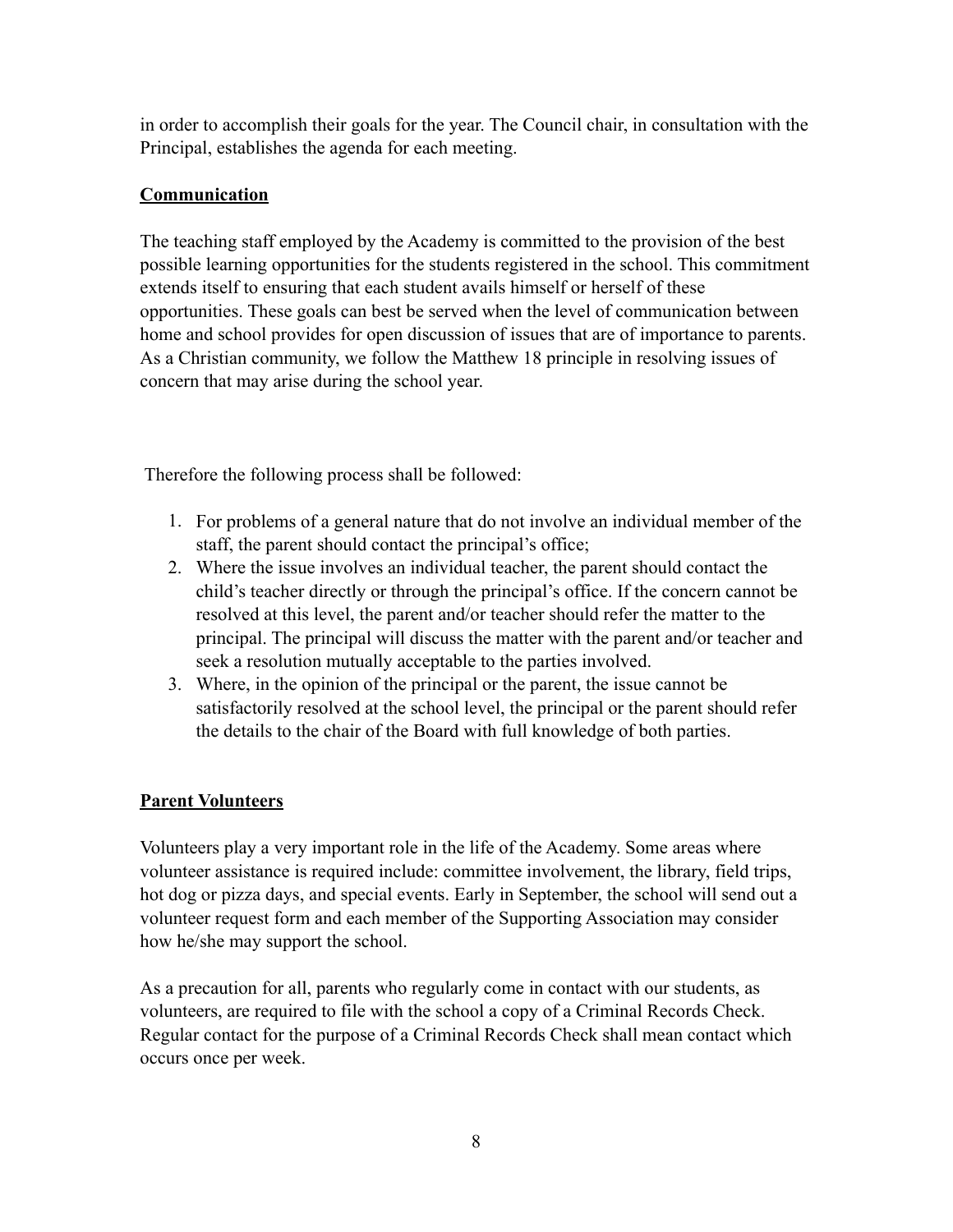in order to accomplish their goals for the year. The Council chair, in consultation with the Principal, establishes the agenda for each meeting.

## **Communication**

The teaching staff employed by the Academy is committed to the provision of the best possible learning opportunities for the students registered in the school. This commitment extends itself to ensuring that each student avails himself or herself of these opportunities. These goals can best be served when the level of communication between home and school provides for open discussion of issues that are of importance to parents. As a Christian community, we follow the Matthew 18 principle in resolving issues of concern that may arise during the school year.

Therefore the following process shall be followed:

1. For problems of a general nature that do not involve an individual member of the staff, the parent should contact the principal's office;
2. Where the issue involves an individual teacher, the parent should contact the child's teacher directly or through the principal's office. If the concern cannot be resolved at this level, the parent and/or teacher should refer the matter to the principal. The principal will discuss the matter with the parent and/or teacher and seek a resolution mutually acceptable to the parties involved.
3. Where, in the opinion of the principal or the parent, the issue cannot be satisfactorily resolved at the school level, the principal or the parent should refer the details to the chair of the Board with full knowledge of both parties.

## **Parent Volunteers**

Volunteers play a very important role in the life of the Academy. Some areas where volunteer assistance is required include: committee involvement, the library, field trips, hot dog or pizza days, and special events. Early in September, the school will send out a volunteer request form and each member of the Supporting Association may consider how he/she may support the school.

As a precaution for all, parents who regularly come in contact with our students, as volunteers, are required to file with the school a copy of a Criminal Records Check. Regular contact for the purpose of a Criminal Records Check shall mean contact which occurs once per week.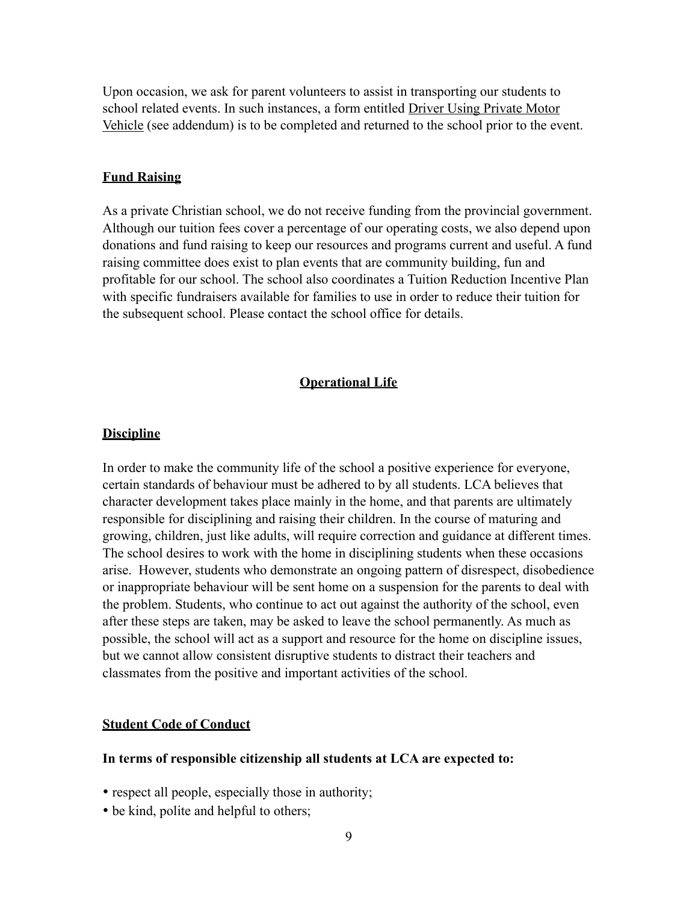Upon occasion, we ask for parent volunteers to assist in transporting our students to school related events. In such instances, a form entitled Driver Using Private Motor Vehicle (see addendum) is to be completed and returned to the school prior to the event.

### Fund Raising

As a private Christian school, we do not receive funding from the provincial government. Although our tuition fees cover a percentage of our operating costs, we also depend upon donations and fund raising to keep our resources and programs current and useful. A fund raising committee does exist to plan events that are community building, fun and profitable for our school. The school also coordinates a Tuition Reduction Incentive Plan with specific fundraisers available for families to use in order to reduce their tuition for the subsequent school. Please contact the school office for details.

## Operational Life

### Discipline

In order to make the community life of the school a positive experience for everyone, certain standards of behaviour must be adhered to by all students. LCA believes that character development takes place mainly in the home, and that parents are ultimately responsible for disciplining and raising their children. In the course of maturing and growing, children, just like adults, will require correction and guidance at different times. The school desires to work with the home in disciplining students when these occasions arise. However, students who demonstrate an ongoing pattern of disrespect, disobedience or inappropriate behaviour will be sent home on a suspension for the parents to deal with the problem. Students, who continue to act out against the authority of the school, even after these steps are taken, may be asked to leave the school permanently. As much as possible, the school will act as a support and resource for the home on discipline issues, but we cannot allow consistent disruptive students to distract their teachers and classmates from the positive and important activities of the school.

### Student Code of Conduct

**In terms of responsible citizenship all students at LCA are expected to:**

- respect all people, especially those in authority;
- be kind, polite and helpful to others;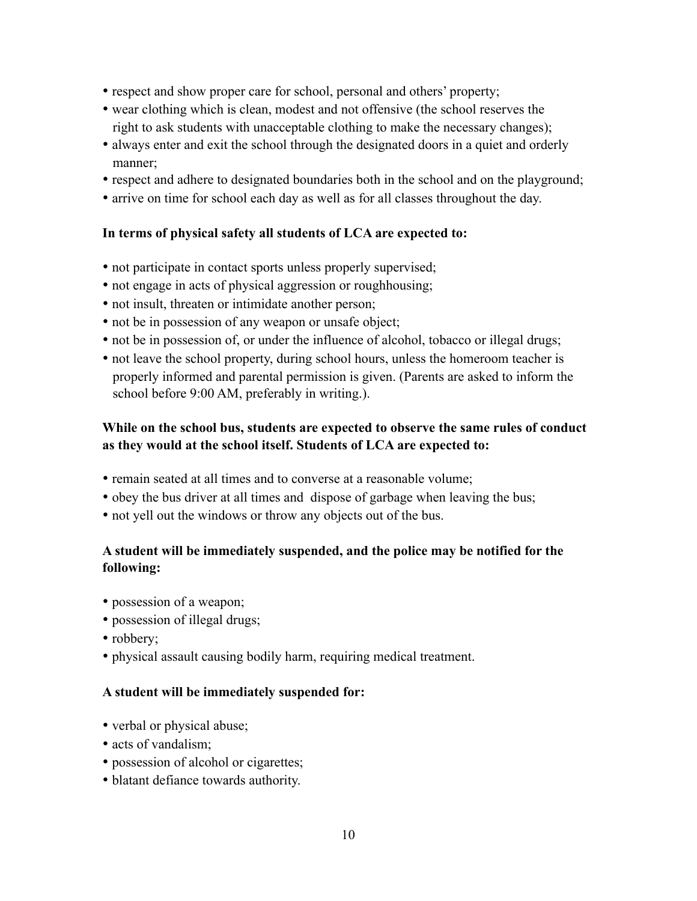- respect and show proper care for school, personal and others' property;
- wear clothing which is clean, modest and not offensive (the school reserves the right to ask students with unacceptable clothing to make the necessary changes);
- always enter and exit the school through the designated doors in a quiet and orderly manner;
- respect and adhere to designated boundaries both in the school and on the playground;
- arrive on time for school each day as well as for all classes throughout the day.

**In terms of physical safety all students of LCA are expected to:**

- not participate in contact sports unless properly supervised;
- not engage in acts of physical aggression or roughhousing;
- not insult, threaten or intimidate another person;
- not be in possession of any weapon or unsafe object;
- not be in possession of, or under the influence of alcohol, tobacco or illegal drugs;
- not leave the school property, during school hours, unless the homeroom teacher is properly informed and parental permission is given. (Parents are asked to inform the school before 9:00 AM, preferably in writing.).

**While on the school bus, students are expected to observe the same rules of conduct as they would at the school itself. Students of LCA are expected to:**

- remain seated at all times and to converse at a reasonable volume;
- obey the bus driver at all times and dispose of garbage when leaving the bus;
- not yell out the windows or throw any objects out of the bus.

**A student will be immediately suspended, and the police may be notified for the following:**

- possession of a weapon;
- possession of illegal drugs;
- robbery;
- physical assault causing bodily harm, requiring medical treatment.

**A student will be immediately suspended for:**

- verbal or physical abuse;
- acts of vandalism;
- possession of alcohol or cigarettes;
- blatant defiance towards authority.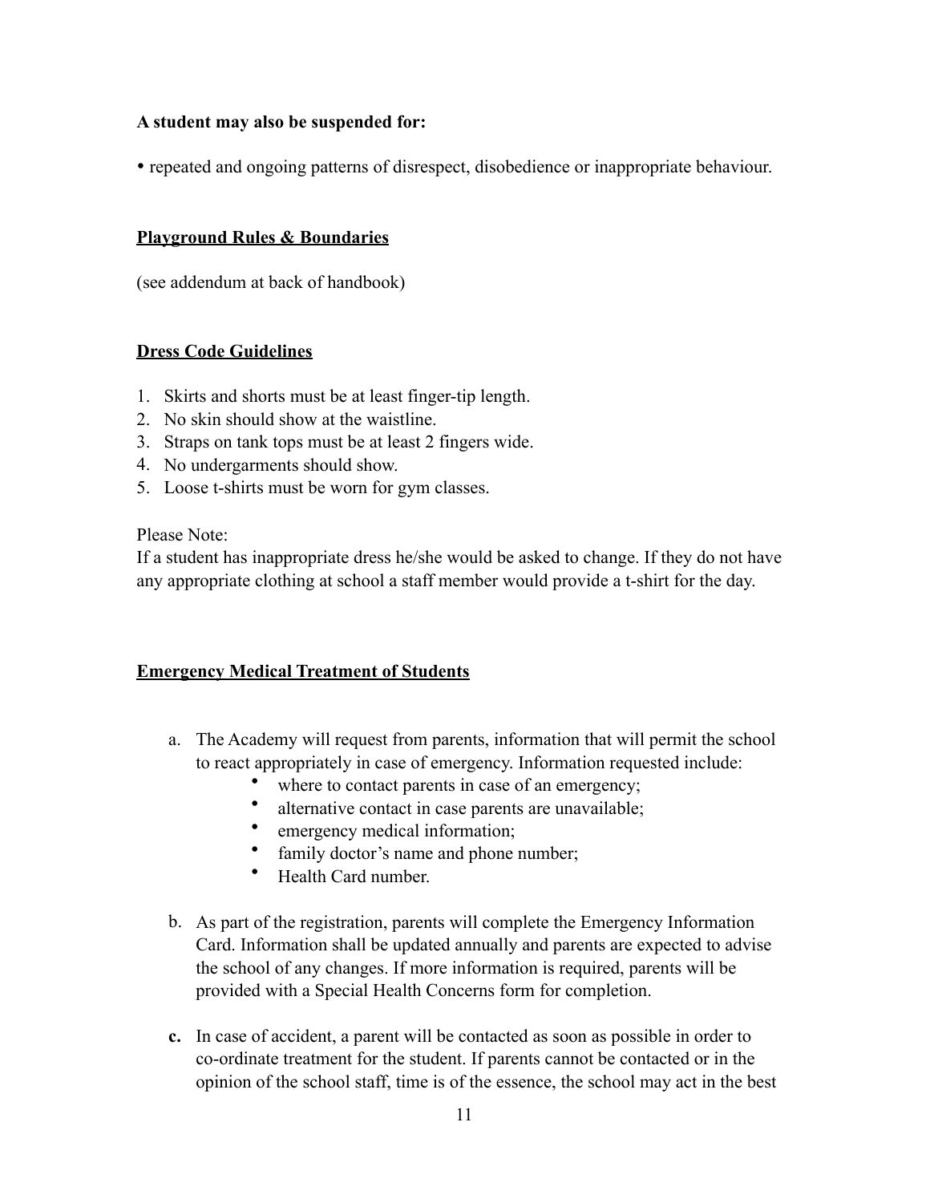**A student may also be suspended for:**

- repeated and ongoing patterns of disrespect, disobedience or inappropriate behaviour.

## Playground Rules & Boundaries

(see addendum at back of handbook)

## Dress Code Guidelines

1. Skirts and shorts must be at least finger-tip length.
2. No skin should show at the waistline.
3. Straps on tank tops must be at least 2 fingers wide.
4. No undergarments should show.
5. Loose t-shirts must be worn for gym classes.

Please Note:
If a student has inappropriate dress he/she would be asked to change. If they do not have any appropriate clothing at school a staff member would provide a t-shirt for the day.

## Emergency Medical Treatment of Students

a. The Academy will request from parents, information that will permit the school to react appropriately in case of emergency. Information requested include:
   - where to contact parents in case of an emergency;
   - alternative contact in case parents are unavailable;
   - emergency medical information;
   - family doctor's name and phone number;
   - Health Card number.

b. As part of the registration, parents will complete the Emergency Information Card. Information shall be updated annually and parents are expected to advise the school of any changes. If more information is required, parents will be provided with a Special Health Concerns form for completion.

**c.** In case of accident, a parent will be contacted as soon as possible in order to co-ordinate treatment for the student. If parents cannot be contacted or in the opinion of the school staff, time is of the essence, the school may act in the best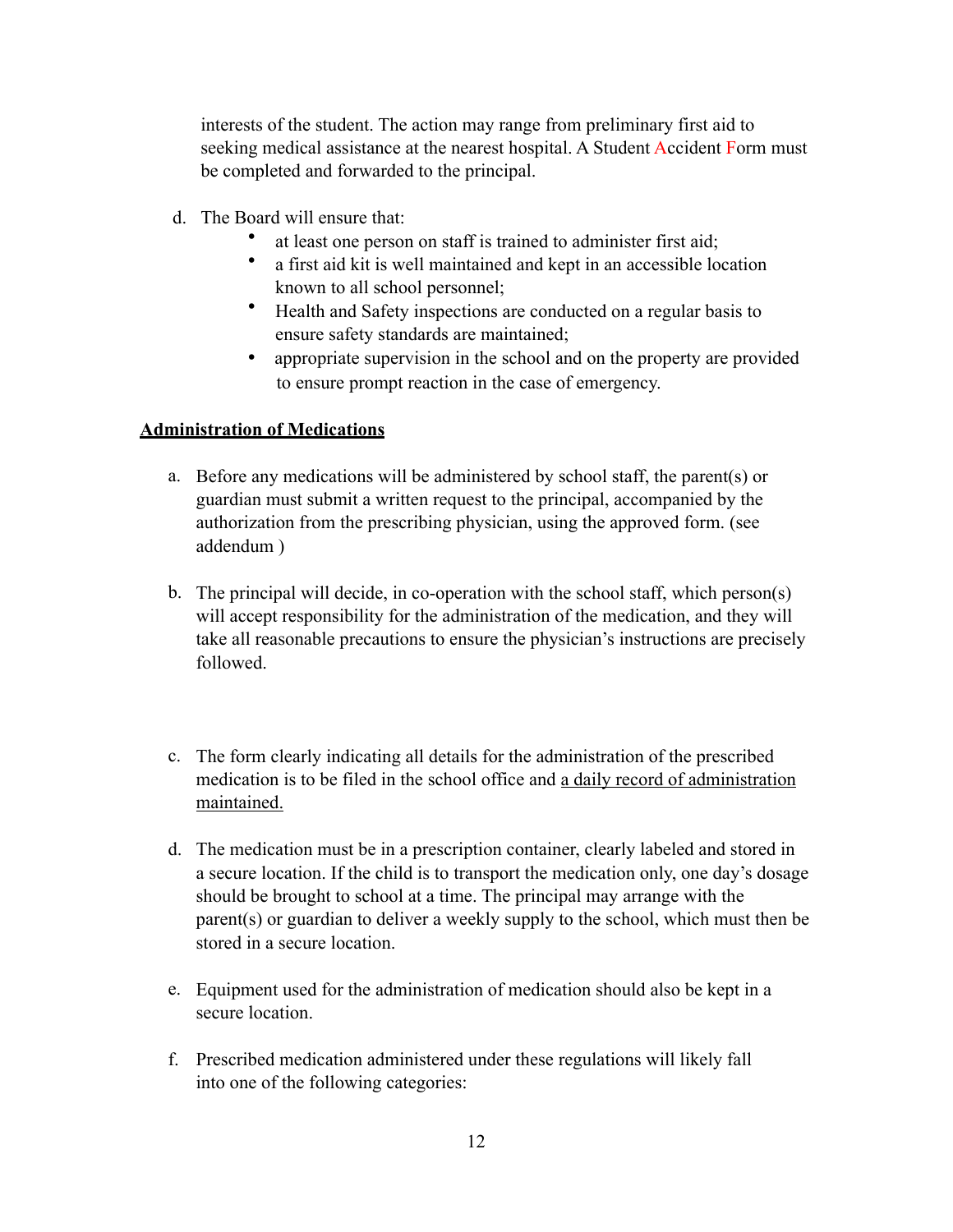interests of the student. The action may range from preliminary first aid to seeking medical assistance at the nearest hospital. A Student Accident Form must be completed and forwarded to the principal.

d. The Board will ensure that:
   - at least one person on staff is trained to administer first aid;
   - a first aid kit is well maintained and kept in an accessible location known to all school personnel;
   - Health and Safety inspections are conducted on a regular basis to ensure safety standards are maintained;
   - appropriate supervision in the school and on the property are provided to ensure prompt reaction in the case of emergency.

**Administration of Medications**

a. Before any medications will be administered by school staff, the parent(s) or guardian must submit a written request to the principal, accompanied by the authorization from the prescribing physician, using the approved form. (see addendum )

b. The principal will decide, in co-operation with the school staff, which person(s) will accept responsibility for the administration of the medication, and they will take all reasonable precautions to ensure the physician's instructions are precisely followed.

c. The form clearly indicating all details for the administration of the prescribed medication is to be filed in the school office and a daily record of administration maintained.

d. The medication must be in a prescription container, clearly labeled and stored in a secure location. If the child is to transport the medication only, one day's dosage should be brought to school at a time. The principal may arrange with the parent(s) or guardian to deliver a weekly supply to the school, which must then be stored in a secure location.

e. Equipment used for the administration of medication should also be kept in a secure location.

f. Prescribed medication administered under these regulations will likely fall into one of the following categories: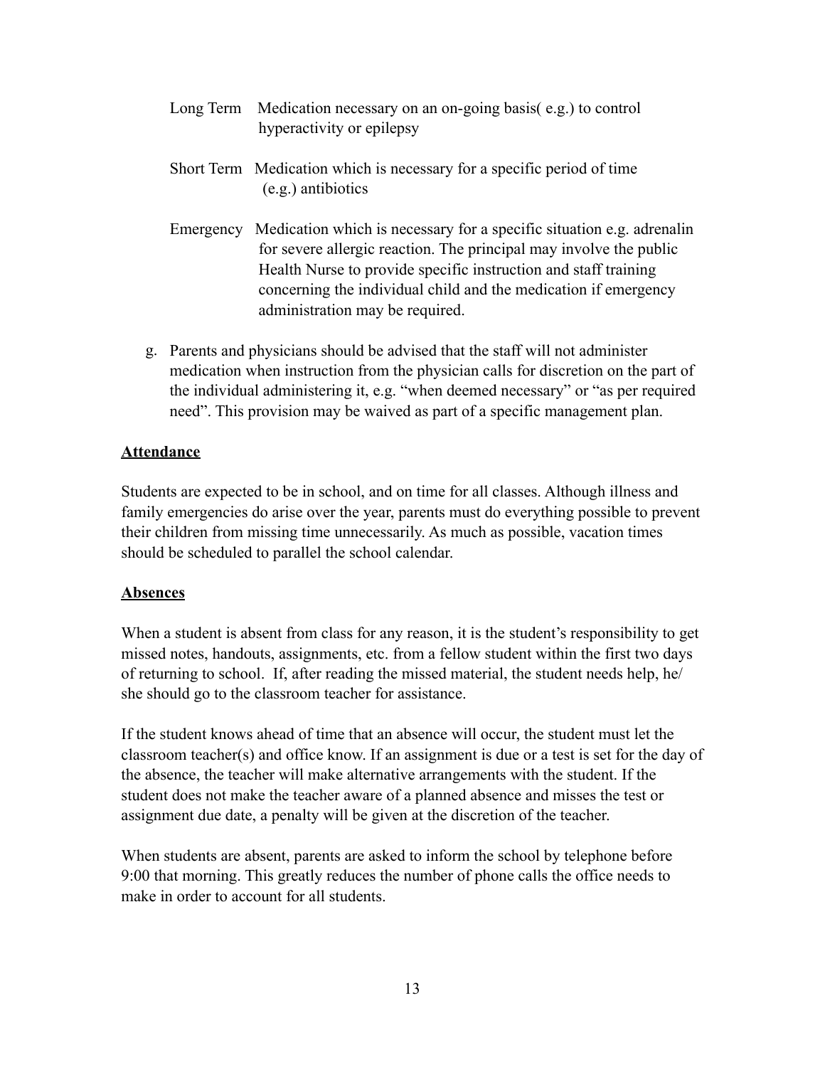Long Term Medication necessary on an on-going basis( e.g.) to control hyperactivity or epilepsy

Short Term Medication which is necessary for a specific period of time (e.g.) antibiotics

Emergency Medication which is necessary for a specific situation e.g. adrenalin for severe allergic reaction. The principal may involve the public Health Nurse to provide specific instruction and staff training concerning the individual child and the medication if emergency administration may be required.

g. Parents and physicians should be advised that the staff will not administer medication when instruction from the physician calls for discretion on the part of the individual administering it, e.g. "when deemed necessary" or "as per required need". This provision may be waived as part of a specific management plan.

**Attendance**

Students are expected to be in school, and on time for all classes. Although illness and family emergencies do arise over the year, parents must do everything possible to prevent their children from missing time unnecessarily. As much as possible, vacation times should be scheduled to parallel the school calendar.

**Absences**

When a student is absent from class for any reason, it is the student's responsibility to get missed notes, handouts, assignments, etc. from a fellow student within the first two days of returning to school. If, after reading the missed material, the student needs help, he/she should go to the classroom teacher for assistance.

If the student knows ahead of time that an absence will occur, the student must let the classroom teacher(s) and office know. If an assignment is due or a test is set for the day of the absence, the teacher will make alternative arrangements with the student. If the student does not make the teacher aware of a planned absence and misses the test or assignment due date, a penalty will be given at the discretion of the teacher.

When students are absent, parents are asked to inform the school by telephone before 9:00 that morning. This greatly reduces the number of phone calls the office needs to make in order to account for all students.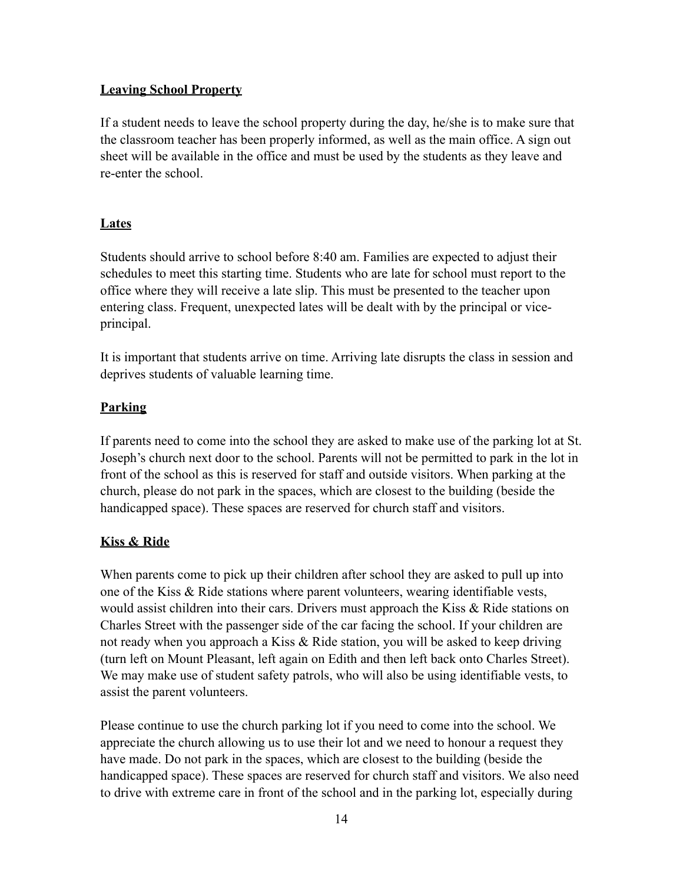## Leaving School Property

If a student needs to leave the school property during the day, he/she is to make sure that the classroom teacher has been properly informed, as well as the main office. A sign out sheet will be available in the office and must be used by the students as they leave and re-enter the school.

## Lates

Students should arrive to school before 8:40 am. Families are expected to adjust their schedules to meet this starting time. Students who are late for school must report to the office where they will receive a late slip. This must be presented to the teacher upon entering class. Frequent, unexpected lates will be dealt with by the principal or vice-principal.

It is important that students arrive on time. Arriving late disrupts the class in session and deprives students of valuable learning time.

## Parking

If parents need to come into the school they are asked to make use of the parking lot at St. Joseph's church next door to the school. Parents will not be permitted to park in the lot in front of the school as this is reserved for staff and outside visitors. When parking at the church, please do not park in the spaces, which are closest to the building (beside the handicapped space). These spaces are reserved for church staff and visitors.

## Kiss & Ride

When parents come to pick up their children after school they are asked to pull up into one of the Kiss & Ride stations where parent volunteers, wearing identifiable vests, would assist children into their cars. Drivers must approach the Kiss & Ride stations on Charles Street with the passenger side of the car facing the school. If your children are not ready when you approach a Kiss & Ride station, you will be asked to keep driving (turn left on Mount Pleasant, left again on Edith and then left back onto Charles Street). We may make use of student safety patrols, who will also be using identifiable vests, to assist the parent volunteers.

Please continue to use the church parking lot if you need to come into the school. We appreciate the church allowing us to use their lot and we need to honour a request they have made. Do not park in the spaces, which are closest to the building (beside the handicapped space). These spaces are reserved for church staff and visitors. We also need to drive with extreme care in front of the school and in the parking lot, especially during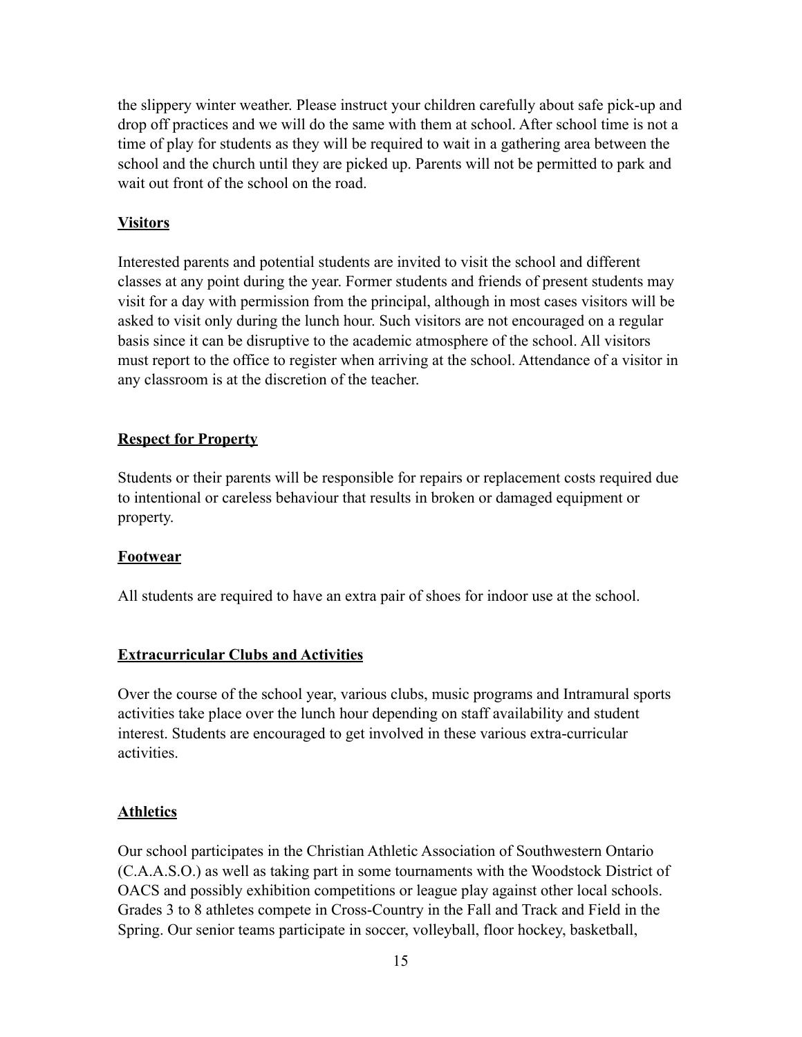the slippery winter weather. Please instruct your children carefully about safe pick-up and drop off practices and we will do the same with them at school. After school time is not a time of play for students as they will be required to wait in a gathering area between the school and the church until they are picked up. Parents will not be permitted to park and wait out front of the school on the road.

## Visitors

Interested parents and potential students are invited to visit the school and different classes at any point during the year. Former students and friends of present students may visit for a day with permission from the principal, although in most cases visitors will be asked to visit only during the lunch hour. Such visitors are not encouraged on a regular basis since it can be disruptive to the academic atmosphere of the school. All visitors must report to the office to register when arriving at the school. Attendance of a visitor in any classroom is at the discretion of the teacher.

## Respect for Property

Students or their parents will be responsible for repairs or replacement costs required due to intentional or careless behaviour that results in broken or damaged equipment or property.

## Footwear

All students are required to have an extra pair of shoes for indoor use at the school.

## Extracurricular Clubs and Activities

Over the course of the school year, various clubs, music programs and Intramural sports activities take place over the lunch hour depending on staff availability and student interest. Students are encouraged to get involved in these various extra-curricular activities.

## Athletics

Our school participates in the Christian Athletic Association of Southwestern Ontario (C.A.A.S.O.) as well as taking part in some tournaments with the Woodstock District of OACS and possibly exhibition competitions or league play against other local schools. Grades 3 to 8 athletes compete in Cross-Country in the Fall and Track and Field in the Spring. Our senior teams participate in soccer, volleyball, floor hockey, basketball,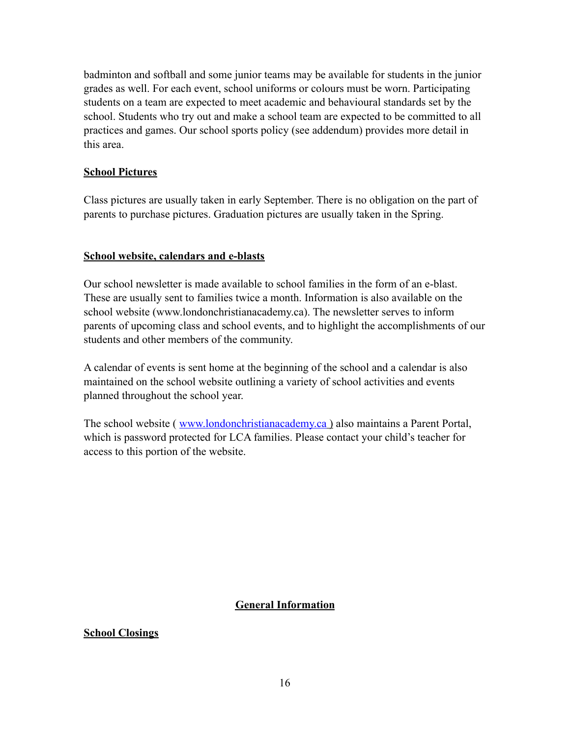badminton and softball and some junior teams may be available for students in the junior grades as well. For each event, school uniforms or colours must be worn. Participating students on a team are expected to meet academic and behavioural standards set by the school. Students who try out and make a school team are expected to be committed to all practices and games. Our school sports policy (see addendum) provides more detail in this area.

### School Pictures

Class pictures are usually taken in early September. There is no obligation on the part of parents to purchase pictures. Graduation pictures are usually taken in the Spring.

### School website, calendars and e-blasts

Our school newsletter is made available to school families in the form of an e-blast. These are usually sent to families twice a month. Information is also available on the school website (www.londonchristianacademy.ca). The newsletter serves to inform parents of upcoming class and school events, and to highlight the accomplishments of our students and other members of the community.

A calendar of events is sent home at the beginning of the school and a calendar is also maintained on the school website outlining a variety of school activities and events planned throughout the school year.

The school website ( [www.londonchristianacademy.ca](http://www.londonchristianacademy.ca) ) also maintains a Parent Portal, which is password protected for LCA families. Please contact your child's teacher for access to this portion of the website.

## General Information

### School Closings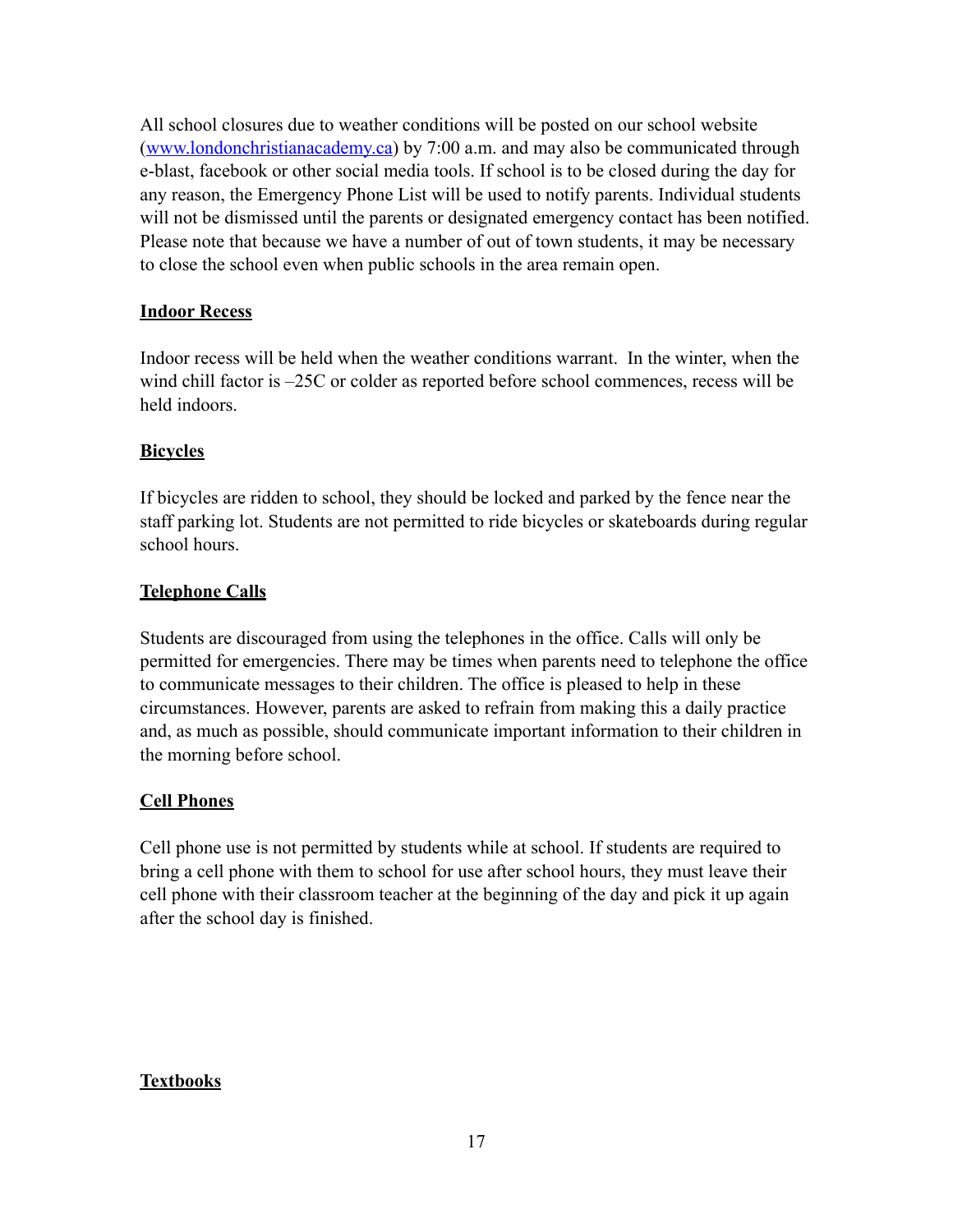All school closures due to weather conditions will be posted on our school website ([www.londonchristianacademy.ca](http://www.londonchristianacademy.ca)) by 7:00 a.m. and may also be communicated through e-blast, facebook or other social media tools. If school is to be closed during the day for any reason, the Emergency Phone List will be used to notify parents. Individual students will not be dismissed until the parents or designated emergency contact has been notified. Please note that because we have a number of out of town students, it may be necessary to close the school even when public schools in the area remain open.

## Indoor Recess

Indoor recess will be held when the weather conditions warrant. In the winter, when the wind chill factor is –25C or colder as reported before school commences, recess will be held indoors.

## Bicycles

If bicycles are ridden to school, they should be locked and parked by the fence near the staff parking lot. Students are not permitted to ride bicycles or skateboards during regular school hours.

## Telephone Calls

Students are discouraged from using the telephones in the office. Calls will only be permitted for emergencies. There may be times when parents need to telephone the office to communicate messages to their children. The office is pleased to help in these circumstances. However, parents are asked to refrain from making this a daily practice and, as much as possible, should communicate important information to their children in the morning before school.

## Cell Phones

Cell phone use is not permitted by students while at school. If students are required to bring a cell phone with them to school for use after school hours, they must leave their cell phone with their classroom teacher at the beginning of the day and pick it up again after the school day is finished.

## Textbooks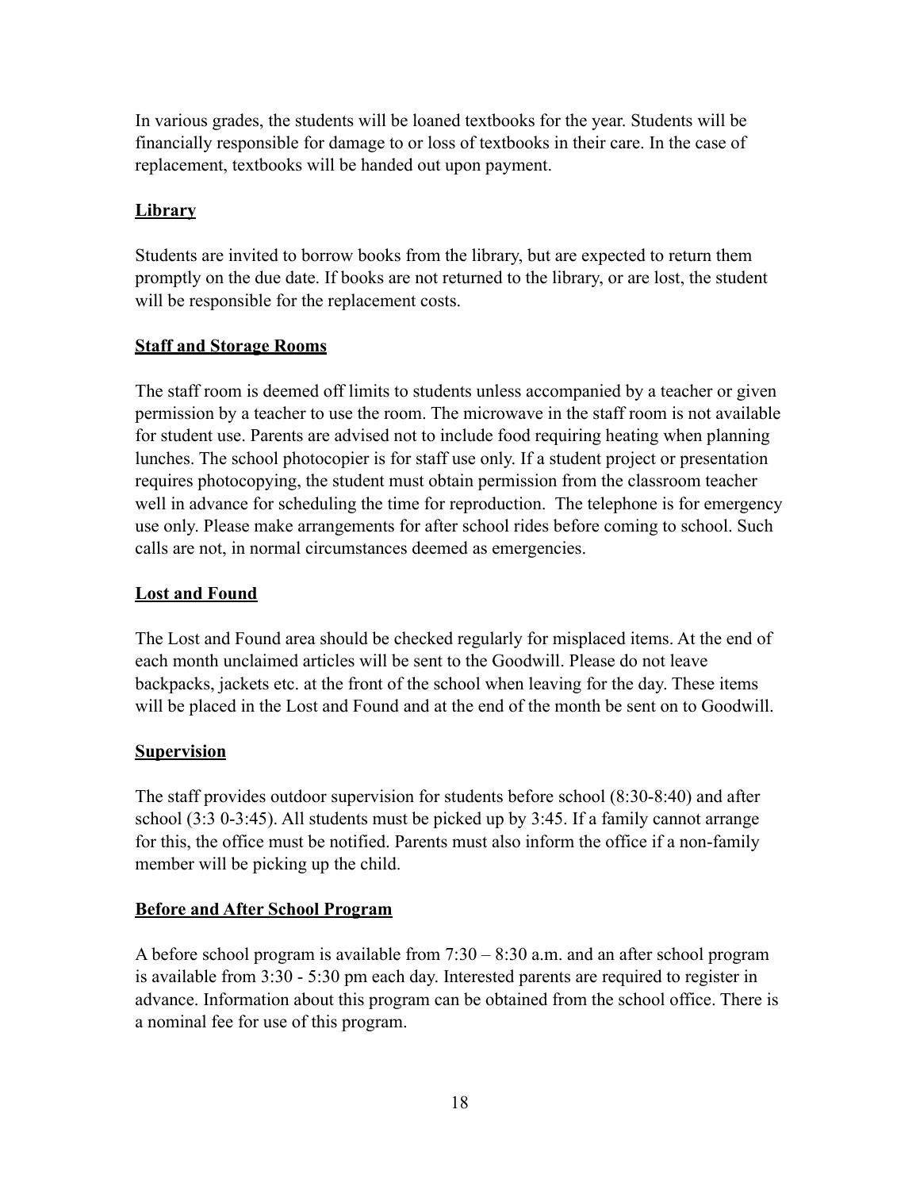In various grades, the students will be loaned textbooks for the year. Students will be financially responsible for damage to or loss of textbooks in their care. In the case of replacement, textbooks will be handed out upon payment.

## Library

Students are invited to borrow books from the library, but are expected to return them promptly on the due date. If books are not returned to the library, or are lost, the student will be responsible for the replacement costs.

## Staff and Storage Rooms

The staff room is deemed off limits to students unless accompanied by a teacher or given permission by a teacher to use the room. The microwave in the staff room is not available for student use. Parents are advised not to include food requiring heating when planning lunches. The school photocopier is for staff use only. If a student project or presentation requires photocopying, the student must obtain permission from the classroom teacher well in advance for scheduling the time for reproduction. The telephone is for emergency use only. Please make arrangements for after school rides before coming to school. Such calls are not, in normal circumstances deemed as emergencies.

## Lost and Found

The Lost and Found area should be checked regularly for misplaced items. At the end of each month unclaimed articles will be sent to the Goodwill. Please do not leave backpacks, jackets etc. at the front of the school when leaving for the day. These items will be placed in the Lost and Found and at the end of the month be sent on to Goodwill.

## Supervision

The staff provides outdoor supervision for students before school (8:30-8:40) and after school (3:3 0-3:45). All students must be picked up by 3:45. If a family cannot arrange for this, the office must be notified. Parents must also inform the office if a non-family member will be picking up the child.

## Before and After School Program

A before school program is available from 7:30 – 8:30 a.m. and an after school program is available from 3:30 - 5:30 pm each day. Interested parents are required to register in advance. Information about this program can be obtained from the school office. There is a nominal fee for use of this program.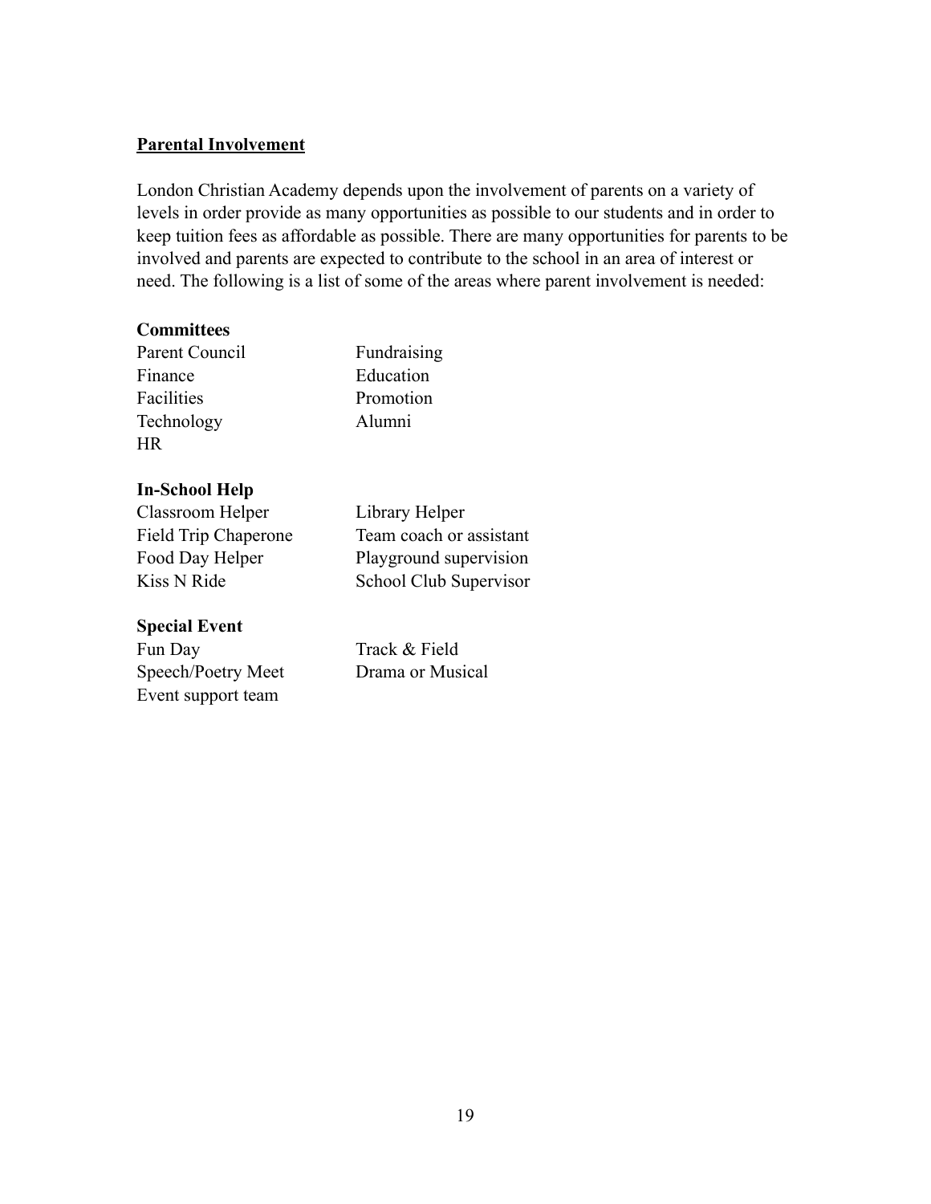## Parental Involvement

London Christian Academy depends upon the involvement of parents on a variety of levels in order provide as many opportunities as possible to our students and in order to keep tuition fees as affordable as possible. There are many opportunities for parents to be involved and parents are expected to contribute to the school in an area of interest or need. The following is a list of some of the areas where parent involvement is needed:

**Committees**

- Parent Council
- Finance
- Facilities
- Technology
- HR
- Fundraising
- Education
- Promotion
- Alumni

**In-School Help**

- Classroom Helper
- Field Trip Chaperone
- Food Day Helper
- Kiss N Ride
- Library Helper
- Team coach or assistant
- Playground supervision
- School Club Supervisor

**Special Event**

- Fun Day
- Speech/Poetry Meet
- Event support team
- Track & Field
- Drama or Musical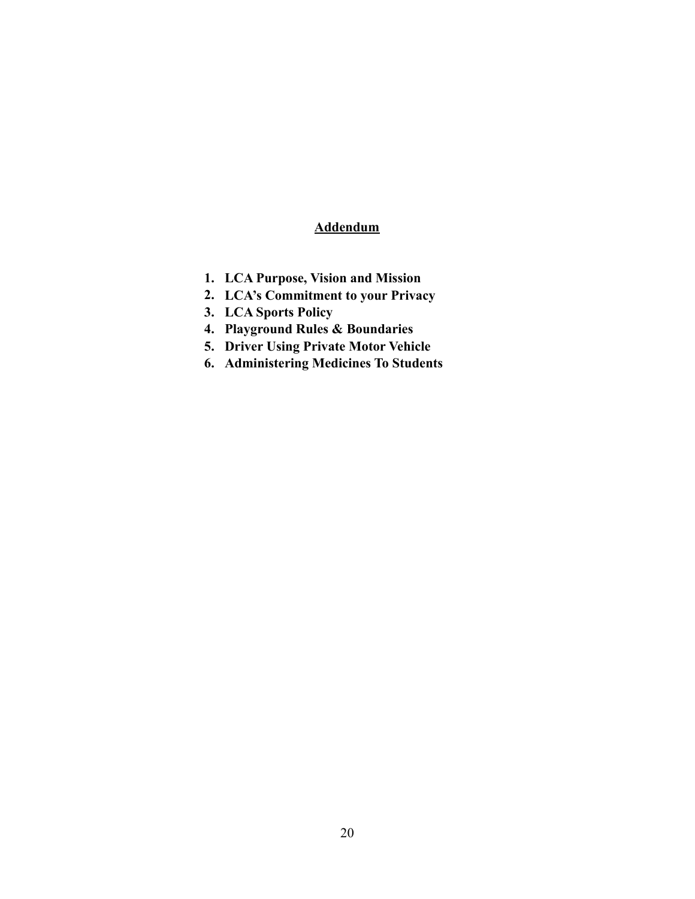## Addendum

1. **LCA Purpose, Vision and Mission**
2. **LCA's Commitment to your Privacy**
3. **LCA Sports Policy**
4. **Playground Rules & Boundaries**
5. **Driver Using Private Motor Vehicle**
6. **Administering Medicines To Students**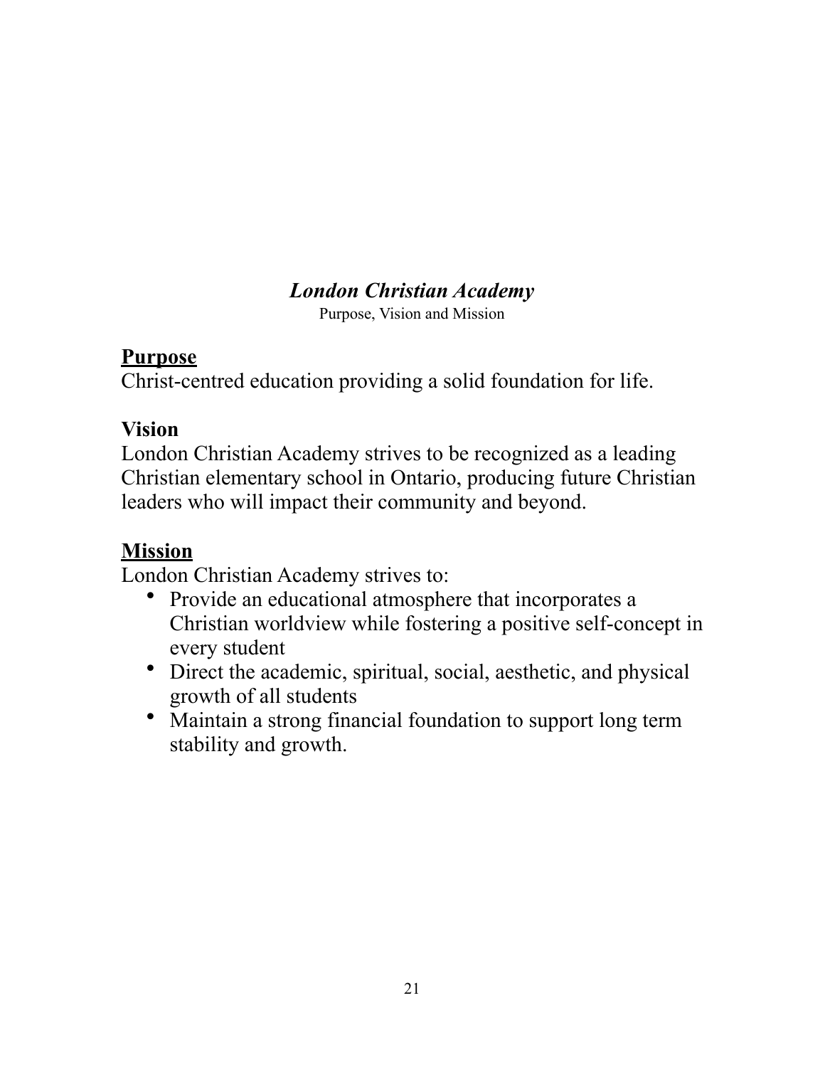# *London Christian Academy*

Purpose, Vision and Mission

## <u>Purpose</u>

Christ-centred education providing a solid foundation for life.

## Vision

London Christian Academy strives to be recognized as a leading Christian elementary school in Ontario, producing future Christian leaders who will impact their community and beyond.

## <u>Mission</u>

London Christian Academy strives to:

- Provide an educational atmosphere that incorporates a Christian worldview while fostering a positive self-concept in every student
- Direct the academic, spiritual, social, aesthetic, and physical growth of all students
- Maintain a strong financial foundation to support long term stability and growth.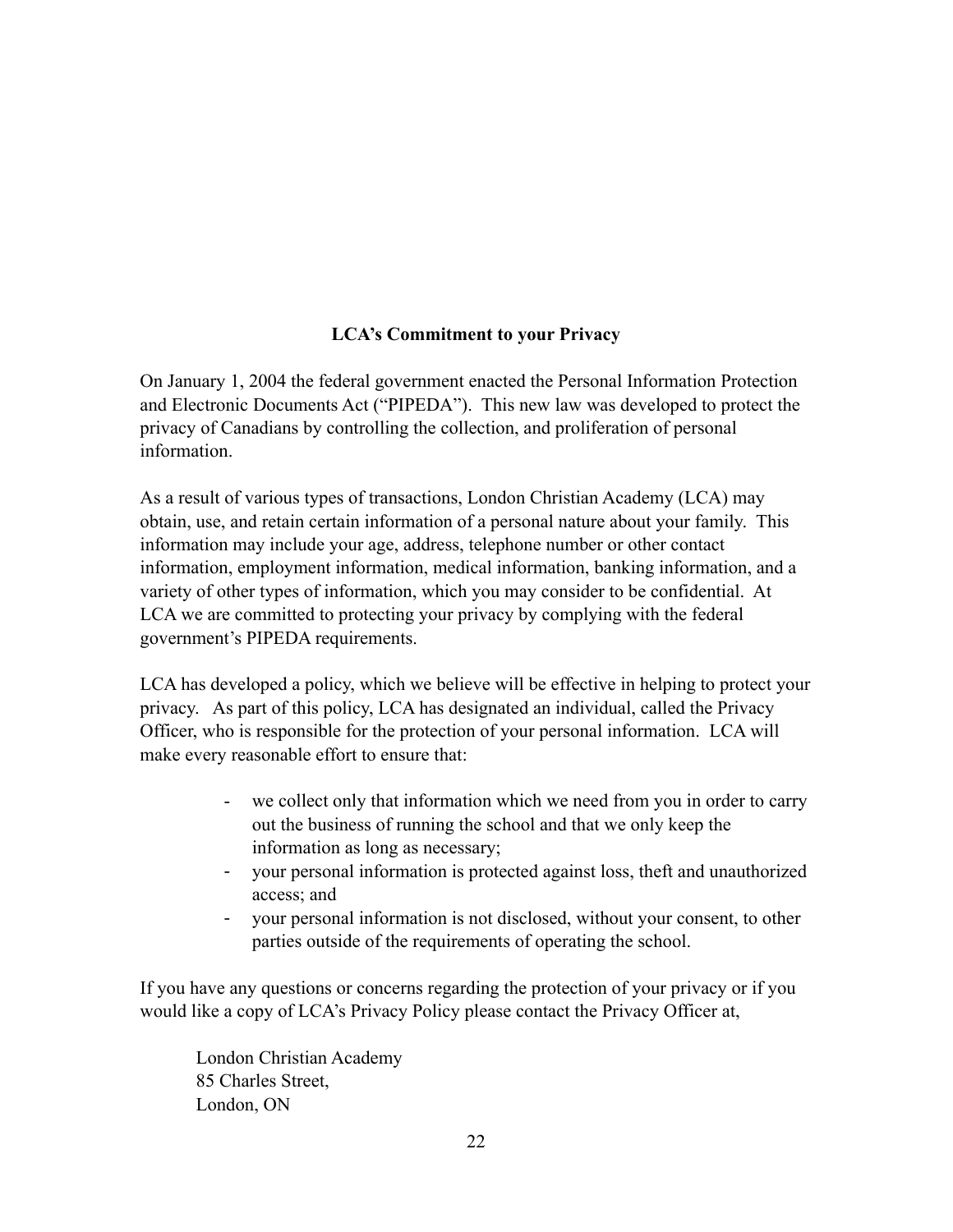## LCA's Commitment to your Privacy

On January 1, 2004 the federal government enacted the Personal Information Protection and Electronic Documents Act ("PIPEDA"). This new law was developed to protect the privacy of Canadians by controlling the collection, and proliferation of personal information.

As a result of various types of transactions, London Christian Academy (LCA) may obtain, use, and retain certain information of a personal nature about your family. This information may include your age, address, telephone number or other contact information, employment information, medical information, banking information, and a variety of other types of information, which you may consider to be confidential. At LCA we are committed to protecting your privacy by complying with the federal government's PIPEDA requirements.

LCA has developed a policy, which we believe will be effective in helping to protect your privacy. As part of this policy, LCA has designated an individual, called the Privacy Officer, who is responsible for the protection of your personal information. LCA will make every reasonable effort to ensure that:

- we collect only that information which we need from you in order to carry out the business of running the school and that we only keep the information as long as necessary;
- your personal information is protected against loss, theft and unauthorized access; and
- your personal information is not disclosed, without your consent, to other parties outside of the requirements of operating the school.

If you have any questions or concerns regarding the protection of your privacy or if you would like a copy of LCA's Privacy Policy please contact the Privacy Officer at,

London Christian Academy
85 Charles Street,
London, ON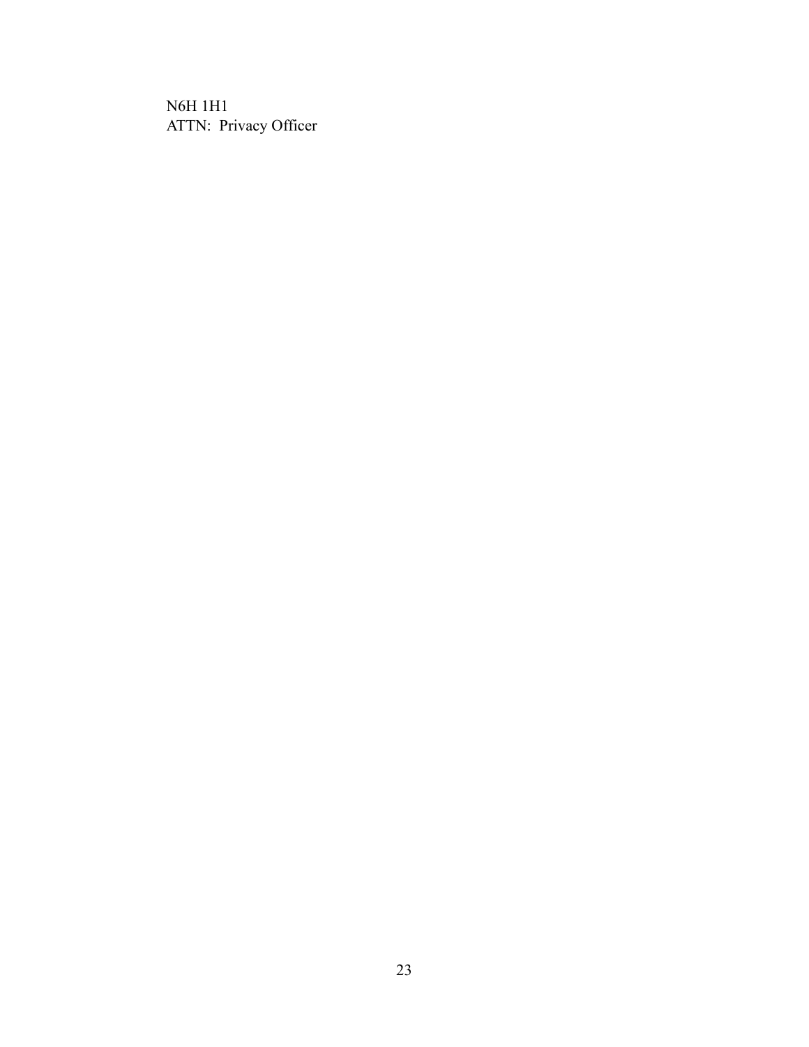N6H 1H1  
ATTN: Privacy Officer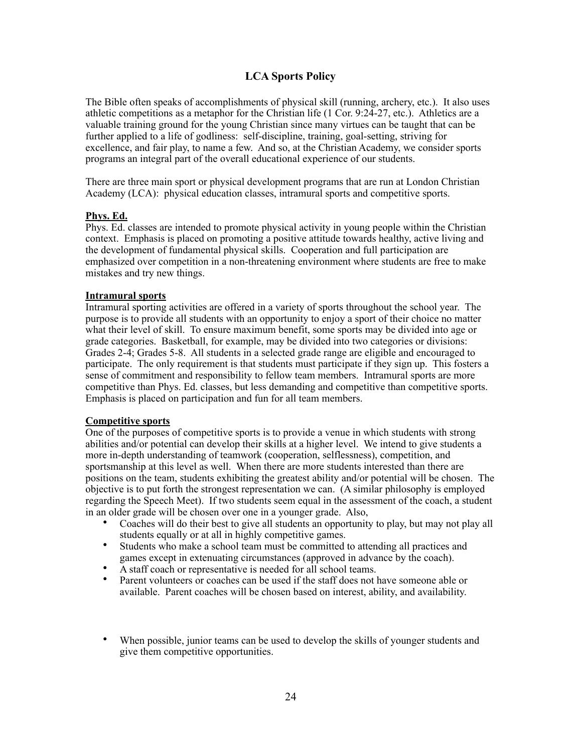# LCA Sports Policy

The Bible often speaks of accomplishments of physical skill (running, archery, etc.). It also uses athletic competitions as a metaphor for the Christian life (1 Cor. 9:24-27, etc.). Athletics are a valuable training ground for the young Christian since many virtues can be taught that can be further applied to a life of godliness: self-discipline, training, goal-setting, striving for excellence, and fair play, to name a few. And so, at the Christian Academy, we consider sports programs an integral part of the overall educational experience of our students.

There are three main sport or physical development programs that are run at London Christian Academy (LCA): physical education classes, intramural sports and competitive sports.

## Phys. Ed.

Phys. Ed. classes are intended to promote physical activity in young people within the Christian context. Emphasis is placed on promoting a positive attitude towards healthy, active living and the development of fundamental physical skills. Cooperation and full participation are emphasized over competition in a non-threatening environment where students are free to make mistakes and try new things.

## Intramural sports

Intramural sporting activities are offered in a variety of sports throughout the school year. The purpose is to provide all students with an opportunity to enjoy a sport of their choice no matter what their level of skill. To ensure maximum benefit, some sports may be divided into age or grade categories. Basketball, for example, may be divided into two categories or divisions: Grades 2-4; Grades 5-8. All students in a selected grade range are eligible and encouraged to participate. The only requirement is that students must participate if they sign up. This fosters a sense of commitment and responsibility to fellow team members. Intramural sports are more competitive than Phys. Ed. classes, but less demanding and competitive than competitive sports. Emphasis is placed on participation and fun for all team members.

## Competitive sports

One of the purposes of competitive sports is to provide a venue in which students with strong abilities and/or potential can develop their skills at a higher level. We intend to give students a more in-depth understanding of teamwork (cooperation, selflessness), competition, and sportsmanship at this level as well. When there are more students interested than there are positions on the team, students exhibiting the greatest ability and/or potential will be chosen. The objective is to put forth the strongest representation we can. (A similar philosophy is employed regarding the Speech Meet). If two students seem equal in the assessment of the coach, a student in an older grade will be chosen over one in a younger grade. Also,

- Coaches will do their best to give all students an opportunity to play, but may not play all students equally or at all in highly competitive games.
- Students who make a school team must be committed to attending all practices and games except in extenuating circumstances (approved in advance by the coach).
- A staff coach or representative is needed for all school teams.
- Parent volunteers or coaches can be used if the staff does not have someone able or available. Parent coaches will be chosen based on interest, ability, and availability.

- When possible, junior teams can be used to develop the skills of younger students and give them competitive opportunities.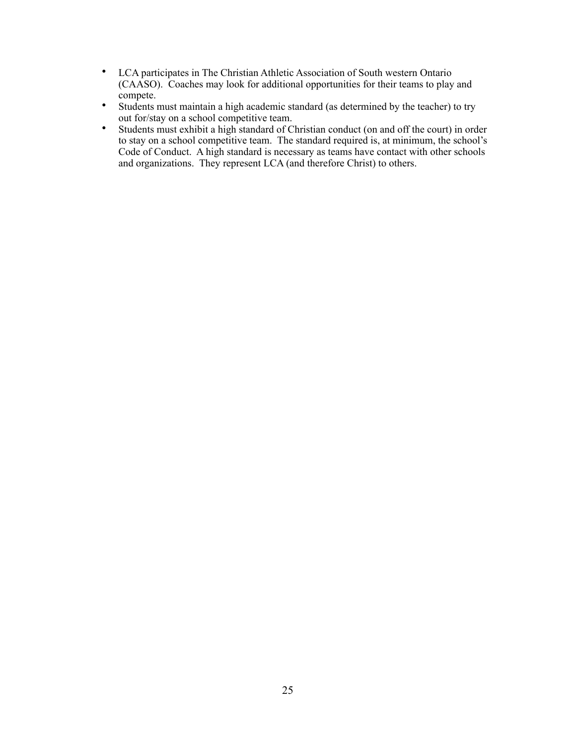- LCA participates in The Christian Athletic Association of South western Ontario (CAASO). Coaches may look for additional opportunities for their teams to play and compete.
- Students must maintain a high academic standard (as determined by the teacher) to try out for/stay on a school competitive team.
- Students must exhibit a high standard of Christian conduct (on and off the court) in order to stay on a school competitive team. The standard required is, at minimum, the school's Code of Conduct. A high standard is necessary as teams have contact with other schools and organizations. They represent LCA (and therefore Christ) to others.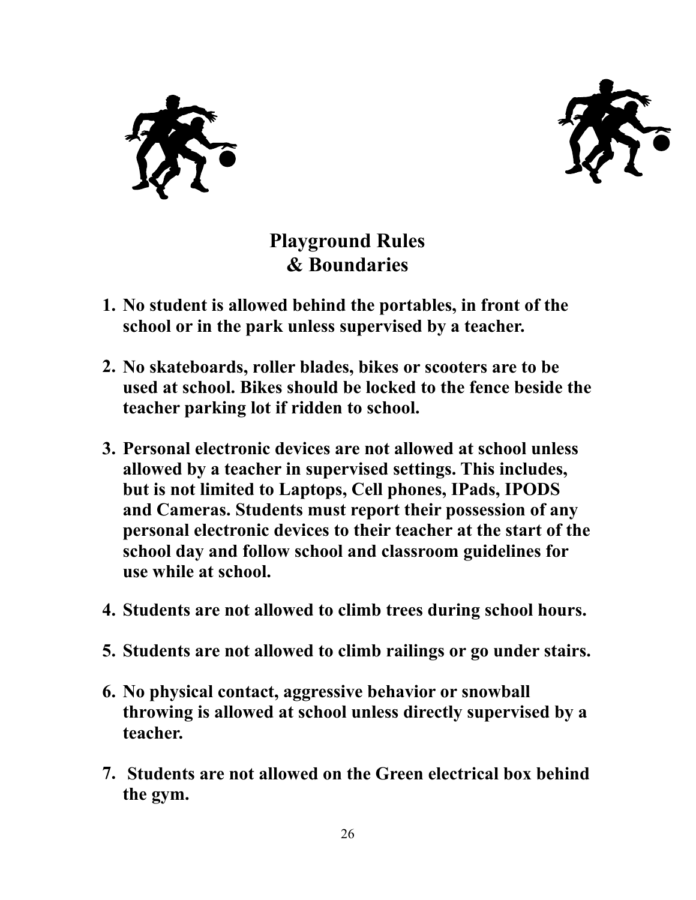# Playground Rules & Boundaries

1. **No student is allowed behind the portables, in front of the school or in the park unless supervised by a teacher.**

2. **No skateboards, roller blades, bikes or scooters are to be used at school. Bikes should be locked to the fence beside the teacher parking lot if ridden to school.**

3. **Personal electronic devices are not allowed at school unless allowed by a teacher in supervised settings. This includes, but is not limited to Laptops, Cell phones, IPads, IPODS and Cameras. Students must report their possession of any personal electronic devices to their teacher at the start of the school day and follow school and classroom guidelines for use while at school.**

4. **Students are not allowed to climb trees during school hours.**

5. **Students are not allowed to climb railings or go under stairs.**

6. **No physical contact, aggressive behavior or snowball throwing is allowed at school unless directly supervised by a teacher.**

7. **Students are not allowed on the Green electrical box behind the gym.**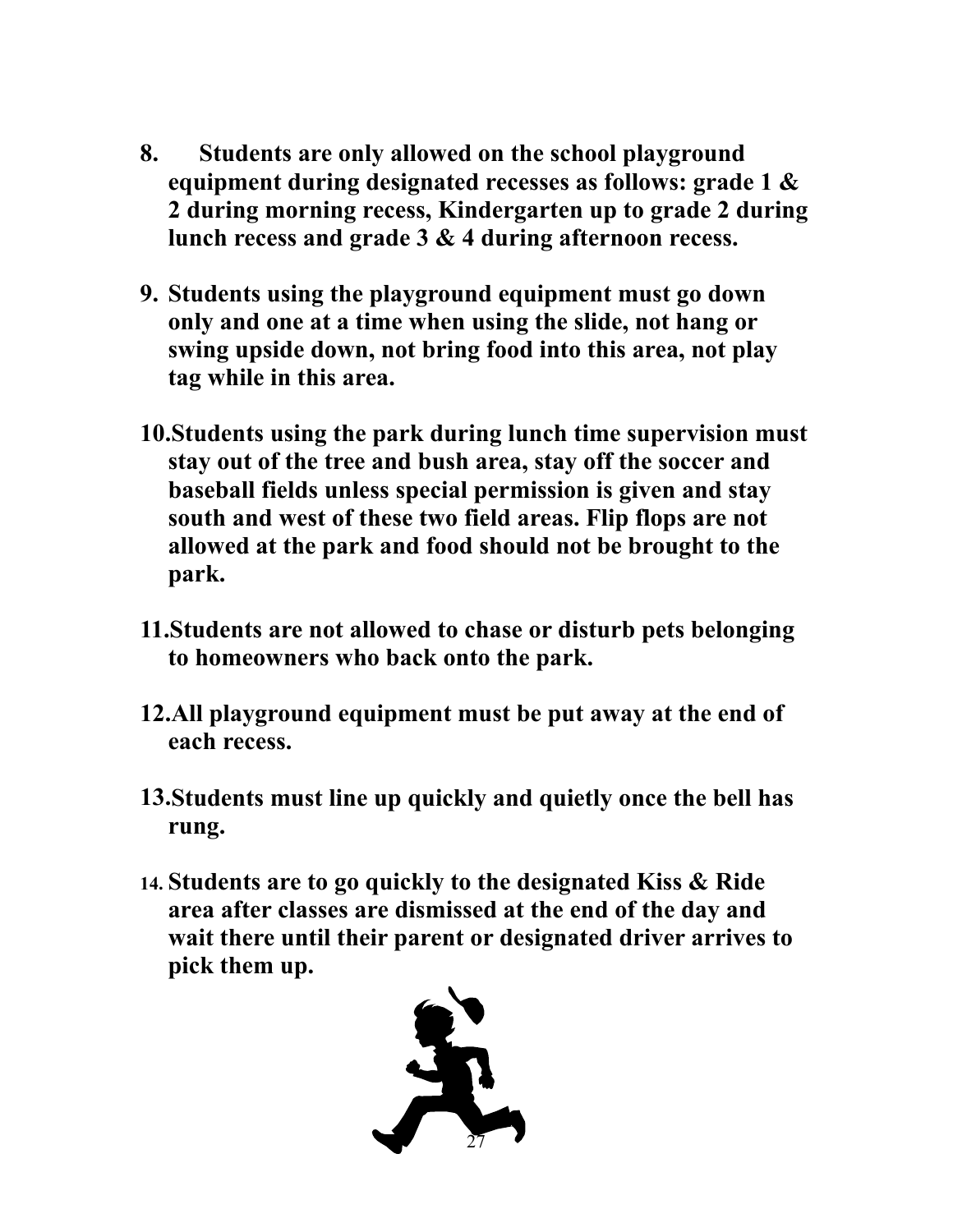8. **Students are only allowed on the school playground equipment during designated recesses as follows: grade 1 & 2 during morning recess, Kindergarten up to grade 2 during lunch recess and grade 3 & 4 during afternoon recess.**

9. **Students using the playground equipment must go down only and one at a time when using the slide, not hang or swing upside down, not bring food into this area, not play tag while in this area.**

10. **Students using the park during lunch time supervision must stay out of the tree and bush area, stay off the soccer and baseball fields unless special permission is given and stay south and west of these two field areas. Flip flops are not allowed at the park and food should not be brought to the park.**

11. **Students are not allowed to chase or disturb pets belonging to homeowners who back onto the park.**

12. **All playground equipment must be put away at the end of each recess.**

13. **Students must line up quickly and quietly once the bell has rung.**

14. **Students are to go quickly to the designated Kiss & Ride area after classes are dismissed at the end of the day and wait there until their parent or designated driver arrives to pick them up.**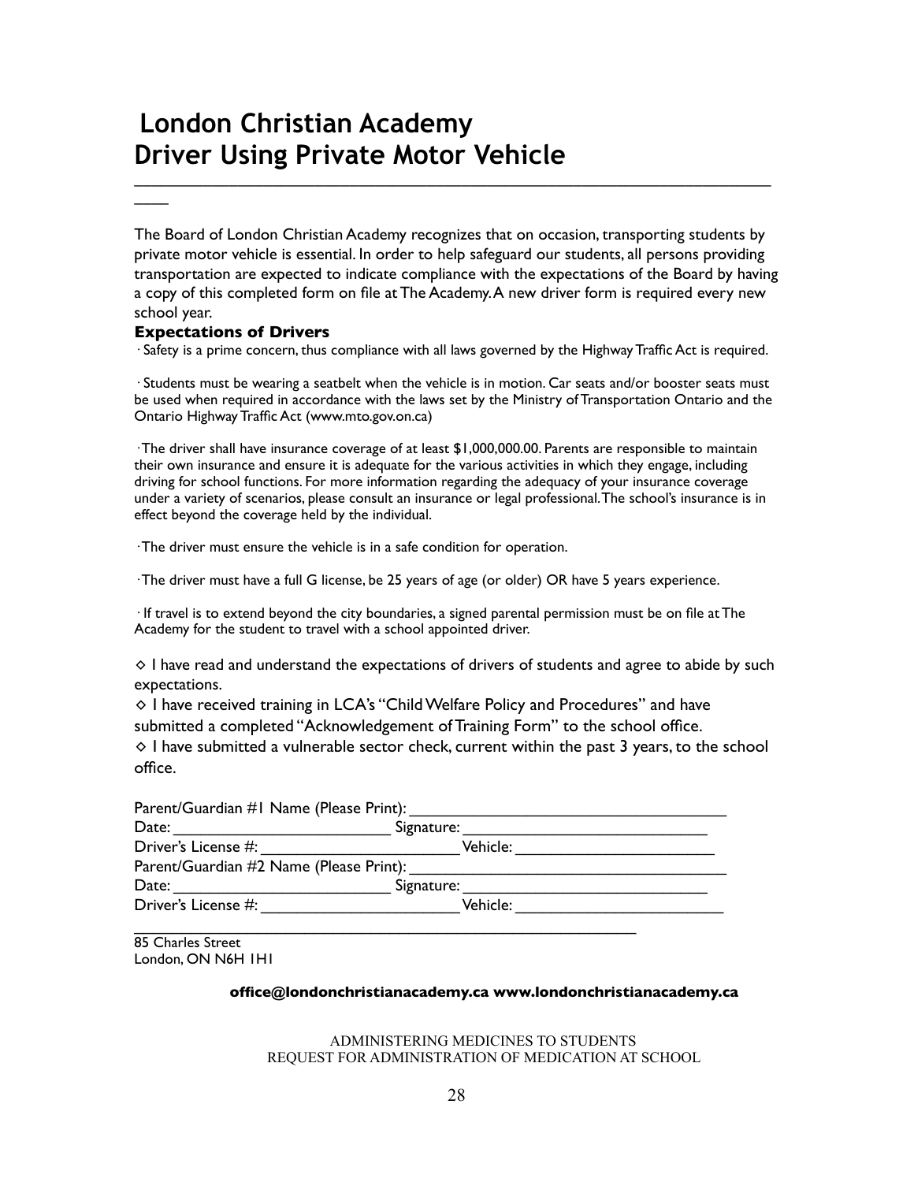# London Christian Academy
# Driver Using Private Motor Vehicle

---

The Board of London Christian Academy recognizes that on occasion, transporting students by private motor vehicle is essential. In order to help safeguard our students, all persons providing transportation are expected to indicate compliance with the expectations of the Board by having a copy of this completed form on file at The Academy. A new driver form is required every new school year.

### Expectations of Drivers

· Safety is a prime concern, thus compliance with all laws governed by the Highway Traffic Act is required.

· Students must be wearing a seatbelt when the vehicle is in motion. Car seats and/or booster seats must be used when required in accordance with the laws set by the Ministry of Transportation Ontario and the Ontario Highway Traffic Act (www.mto.gov.on.ca)

· The driver shall have insurance coverage of at least $1,000,000.00. Parents are responsible to maintain their own insurance and ensure it is adequate for the various activities in which they engage, including driving for school functions. For more information regarding the adequacy of your insurance coverage under a variety of scenarios, please consult an insurance or legal professional. The school's insurance is in effect beyond the coverage held by the individual.

· The driver must ensure the vehicle is in a safe condition for operation.

· The driver must have a full G license, be 25 years of age (or older) OR have 5 years experience.

· If travel is to extend beyond the city boundaries, a signed parental permission must be on file at The Academy for the student to travel with a school appointed driver.

◇ I have read and understand the expectations of drivers of students and agree to abide by such expectations.
◇ I have received training in LCA's "Child Welfare Policy and Procedures" and have submitted a completed "Acknowledgement of Training Form" to the school office.
◇ I have submitted a vulnerable sector check, current within the past 3 years, to the school office.

Parent/Guardian #1 Name (Please Print): ____________________________________
Date: _________________________ Signature: ____________________________
Driver's License #: ______________________ Vehicle: ______________________
Parent/Guardian #2 Name (Please Print): ____________________________________
Date: _________________________ Signature: ____________________________
Driver's License #: ______________________ Vehicle: _______________________

---

85 Charles Street
London, ON N6H 1H1

**office@londonchristianacademy.ca www.londonchristianacademy.ca**

ADMINISTERING MEDICINES TO STUDENTS
REQUEST FOR ADMINISTRATION OF MEDICATION AT SCHOOL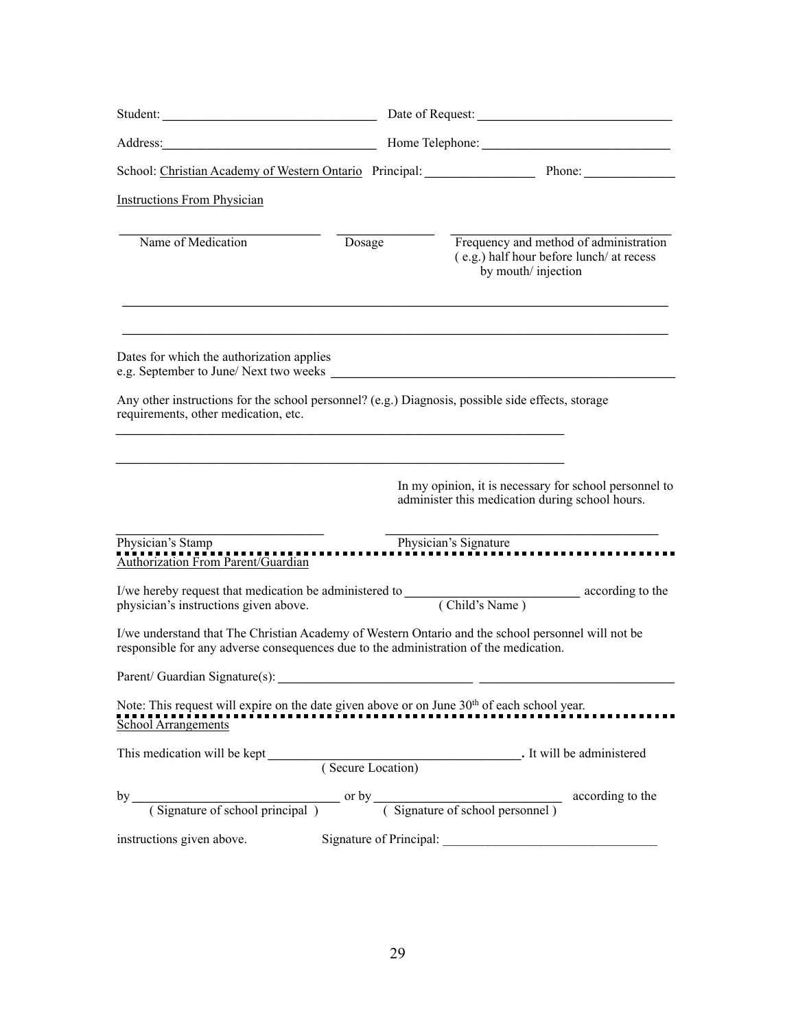Student: ______________________________ Date of Request: ______________________________

Address: ______________________________ Home Telephone: ______________________________

School: Christian Academy of Western Ontario Principal: ________________ Phone: ______________

Instructions From Physician

| Name of Medication | Dosage | Frequency and method of administration ( e.g.) half hour before lunch/ at recess by mouth/ injection |
|---|---|---|
| | | |
| | | |

Dates for which the authorization applies
e.g. September to June/ Next two weeks ______________________________

Any other instructions for the school personnel? (e.g.) Diagnosis, possible side effects, storage requirements, other medication, etc.

______________________________

______________________________

In my opinion, it is necessary for school personnel to administer this medication during school hours.

______________________________ ______________________________
Physician's Stamp Physician's Signature

---

Authorization From Parent/Guardian

I/we hereby request that medication be administered to ______________________ ( Child's Name ) according to the physician's instructions given above.

I/we understand that The Christian Academy of Western Ontario and the school personnel will not be responsible for any adverse consequences due to the administration of the medication.

Parent/ Guardian Signature(s): ______________________________ ______________________________

Note: This request will expire on the date given above or on June 30th of each school year.

---

School Arrangements

This medication will be kept ______________________________ ( Secure Location ). It will be administered

by ______________________________ ( Signature of school principal ) or by ______________________________ ( Signature of school personnel ) according to the

instructions given above. Signature of Principal: ______________________________